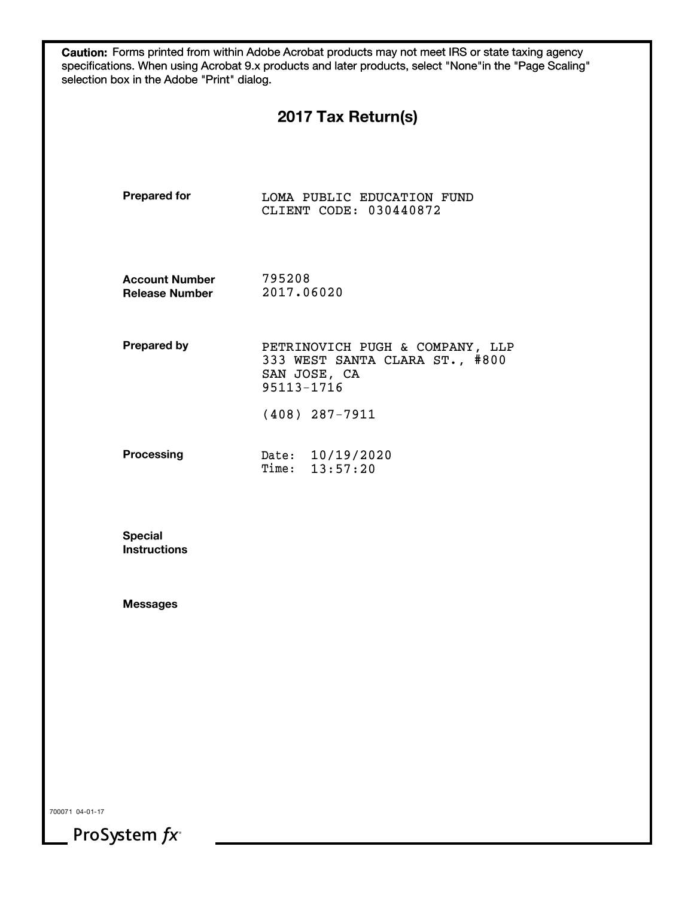**Caution:** Forms printed from within Adobe Acrobat products may not meet IRS or state taxing agency specifications. When using Acrobat 9.x products and later products, select "None"in the "Page Scaling" selection box in the Adobe "Print" dialog.

# 2017 Tax Return(s)

**Prepared for**

LOMA PUBLIC EDUCATION FUND
CLIENT CODE: 030440872

**Account Number** 795208
**Release Number** 2017.06020

**Prepared by**

PETRINOVICH PUGH & COMPANY, LLP
333 WEST SANTA CLARA ST., #800
SAN JOSE, CA
95113-1716

(408) 287-7911

**Processing**

Date: 10/19/2020
Time: 13:57:20

**Special Instructions**

**Messages**

700071 04-01-17

ProSystem *fx*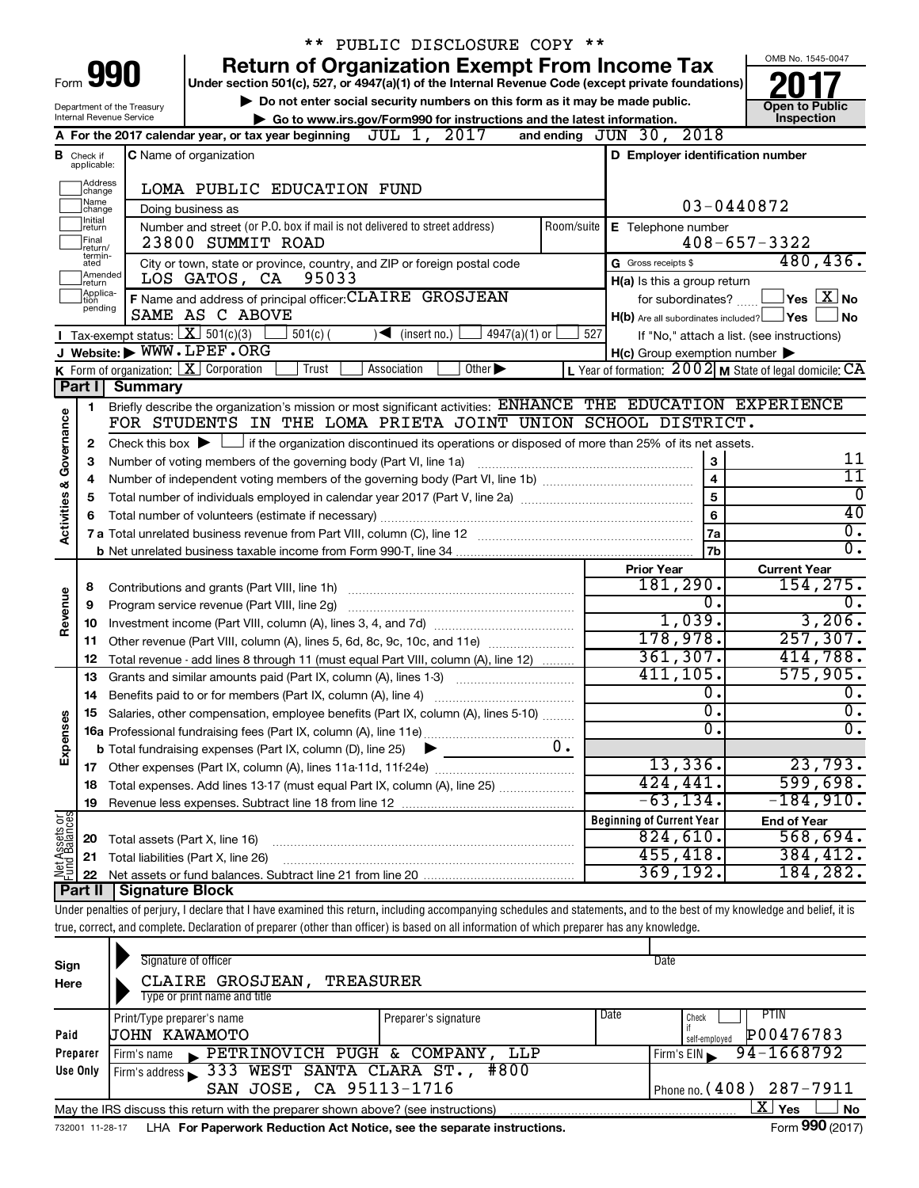\*\* PUBLIC DISCLOSURE COPY \*\*

# Form 990 — Return of Organization Exempt From Income Tax (2017)

Under section 501(c), 527, or 4947(a)(1) of the Internal Revenue Code (except private foundations)

▶ Do not enter social security numbers on this form as it may be made public.

▶ Go to www.irs.gov/Form990 for instructions and the latest information.

Department of the Treasury, Internal Revenue Service

OMB No. 1545-0047 — **Open to Public Inspection**

**A** For the 2017 calendar year, or tax year beginning JUL 1, 2017 and ending JUN 30, 2018

**B** Check if applicable: Address change, Name change, Initial return, Final return/terminated, Amended return, Application pending

**C** Name of organization: LOMA PUBLIC EDUCATION FUND

Doing business as

Number and street (or P.O. box if mail is not delivered to street address): 23800 SUMMIT ROAD — Room/suite

City or town, state or province, country, and ZIP or foreign postal code: LOS GATOS, CA 95033

**D** Employer identification number: 03-0440872

**E** Telephone number: 408-657-3322

**G** Gross receipts $ 480,436.

**F** Name and address of principal officer: CLAIRE GROSJEAN, SAME AS C ABOVE

**H(a)** Is this a group return for subordinates? ☐ Yes ☒ No

**H(b)** Are all subordinates included? ☐ Yes ☐ No — If "No," attach a list. (see instructions)

**H(c)** Group exemption number ▶

**I** Tax-exempt status: ☒ 501(c)(3) ☐ 501(c) ( ) ◀ (insert no.) ☐ 4947(a)(1) or ☐ 527

**J** Website: ▶ WWW.LPEF.ORG

**K** Form of organization: ☒ Corporation ☐ Trust ☐ Association ☐ Other ▶

**L** Year of formation: 2002 **M** State of legal domicile: CA

## Part I Summary

**Activities & Governance**

1. Briefly describe the organization's mission or most significant activities: ENHANCE THE EDUCATION EXPERIENCE FOR STUDENTS IN THE LOMA PRIETA JOINT UNION SCHOOL DISTRICT.
2. Check this box ▶ ☐ if the organization discontinued its operations or disposed of more than 25% of its net assets.

| Line | Description | | Value |
|---|---|---|---|
| 3 | Number of voting members of the governing body (Part VI, line 1a) | 3 | 11 |
| 4 | Number of independent voting members of the governing body (Part VI, line 1b) | 4 | 11 |
| 5 | Total number of individuals employed in calendar year 2017 (Part V, line 2a) | 5 | 0 |
| 6 | Total number of volunteers (estimate if necessary) | 6 | 40 |
| 7a | Total unrelated business revenue from Part VIII, column (C), line 12 | 7a | 0. |
| 7b | Net unrelated business taxable income from Form 990-T, line 34 | 7b | 0. |

| Line | Description | Prior Year | Current Year |
|---|---|---|---|
| **Revenue** | | | |
| 8 | Contributions and grants (Part VIII, line 1h) | 181,290. | 154,275. |
| 9 | Program service revenue (Part VIII, line 2g) | 0. | 0. |
| 10 | Investment income (Part VIII, column (A), lines 3, 4, and 7d) | 1,039. | 3,206. |
| 11 | Other revenue (Part VIII, column (A), lines 5, 6d, 8c, 9c, 10c, and 11e) | 178,978. | 257,307. |
| 12 | Total revenue - add lines 8 through 11 (must equal Part VIII, column (A), line 12) | 361,307. | 414,788. |
| **Expenses** | | | |
| 13 | Grants and similar amounts paid (Part IX, column (A), lines 1-3) | 411,105. | 575,905. |
| 14 | Benefits paid to or for members (Part IX, column (A), line 4) | 0. | 0. |
| 15 | Salaries, other compensation, employee benefits (Part IX, column (A), lines 5-10) | 0. | 0. |
| 16a | Professional fundraising fees (Part IX, column (A), line 11e) | 0. | 0. |
| b | Total fundraising expenses (Part IX, column (D), line 25) ▶ 0. | | |
| 17 | Other expenses (Part IX, column (A), lines 11a-11d, 11f-24e) | 13,336. | 23,793. |
| 18 | Total expenses. Add lines 13-17 (must equal Part IX, column (A), line 25) | 424,441. | 599,698. |
| 19 | Revenue less expenses. Subtract line 18 from line 12 | -63,134. | -184,910. |

| Line | Net Assets or Fund Balances | Beginning of Current Year | End of Year |
|---|---|---|---|
| 20 | Total assets (Part X, line 16) | 824,610. | 568,694. |
| 21 | Total liabilities (Part X, line 26) | 455,418. | 384,412. |
| 22 | Net assets or fund balances. Subtract line 21 from line 20 | 369,192. | 184,282. |

## Part II Signature Block

Under penalties of perjury, I declare that I have examined this return, including accompanying schedules and statements, and to the best of my knowledge and belief, it is true, correct, and complete. Declaration of preparer (other than officer) is based on all information of which preparer has any knowledge.

**Sign Here**

Signature of officer — Date

CLAIRE GROSJEAN, TREASURER

Type or print name and title

**Paid Preparer Use Only**

| Print/Type preparer's name | Preparer's signature | Date | Check if self-employed | PTIN |
|---|---|---|---|---|
| JOHN KAWAMOTO | | | ☐ | P00476783 |

Firm's name ▶ PETRINOVICH PUGH & COMPANY, LLP — Firm's EIN ▶ 94-1668792

Firm's address ▶ 333 WEST SANTA CLARA ST., #800, SAN JOSE, CA 95113-1716 — Phone no. (408) 287-7911

May the IRS discuss this return with the preparer shown above? (see instructions) ☒ Yes ☐ No

732001 11-28-17 LHA For Paperwork Reduction Act Notice, see the separate instructions. Form **990** (2017)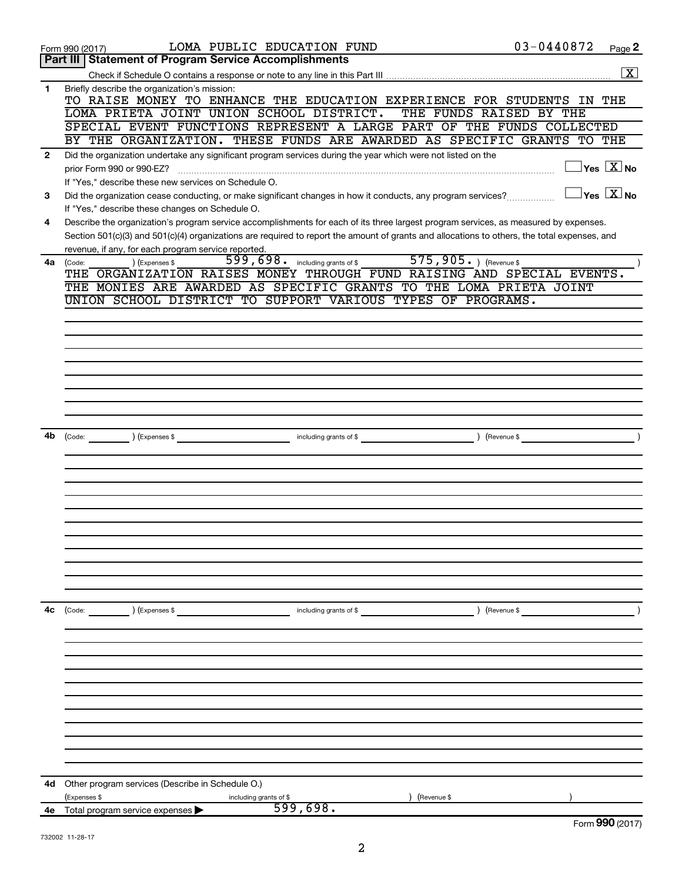Form 990 (2017) LOMA PUBLIC EDUCATION FUND 03-0440872 Page **2**

## Part III | Statement of Program Service Accomplishments

Check if Schedule O contains a response or note to any line in this Part III .......... [X]

**1** Briefly describe the organization's mission:

TO RAISE MONEY TO ENHANCE THE EDUCATION EXPERIENCE FOR STUDENTS IN THE LOMA PRIETA JOINT UNION SCHOOL DISTRICT. THE FUNDS RAISED BY THE SPECIAL EVENT FUNCTIONS REPRESENT A LARGE PART OF THE FUNDS COLLECTED BY THE ORGANIZATION. THESE FUNDS ARE AWARDED AS SPECIFIC GRANTS TO THE

**2** Did the organization undertake any significant program services during the year which were not listed on the prior Form 990 or 990-EZ? .......... [ ] Yes [X] No

If "Yes," describe these new services on Schedule O.

**3** Did the organization cease conducting, or make significant changes in how it conducts, any program services? .......... [ ] Yes [X] No

If "Yes," describe these changes on Schedule O.

**4** Describe the organization's program service accomplishments for each of its three largest program services, as measured by expenses. Section 501(c)(3) and 501(c)(4) organizations are required to report the amount of grants and allocations to others, the total expenses, and revenue, if any, for each program service reported.

**4a** (Code: ) (Expenses $ 599,698. including grants of $ 575,905. ) (Revenue $ )

THE ORGANIZATION RAISES MONEY THROUGH FUND RAISING AND SPECIAL EVENTS. THE MONIES ARE AWARDED AS SPECIFIC GRANTS TO THE LOMA PRIETA JOINT UNION SCHOOL DISTRICT TO SUPPORT VARIOUS TYPES OF PROGRAMS.

**4b** (Code: ) (Expenses $ including grants of $ ) (Revenue $ )

**4c** (Code: ) (Expenses $ including grants of $ ) (Revenue $ )

**4d** Other program services (Describe in Schedule O.)

(Expenses $ including grants of $ ) (Revenue $ )

**4e** Total program service expenses ▶ 599,698.

Form **990** (2017)

732002 11-28-17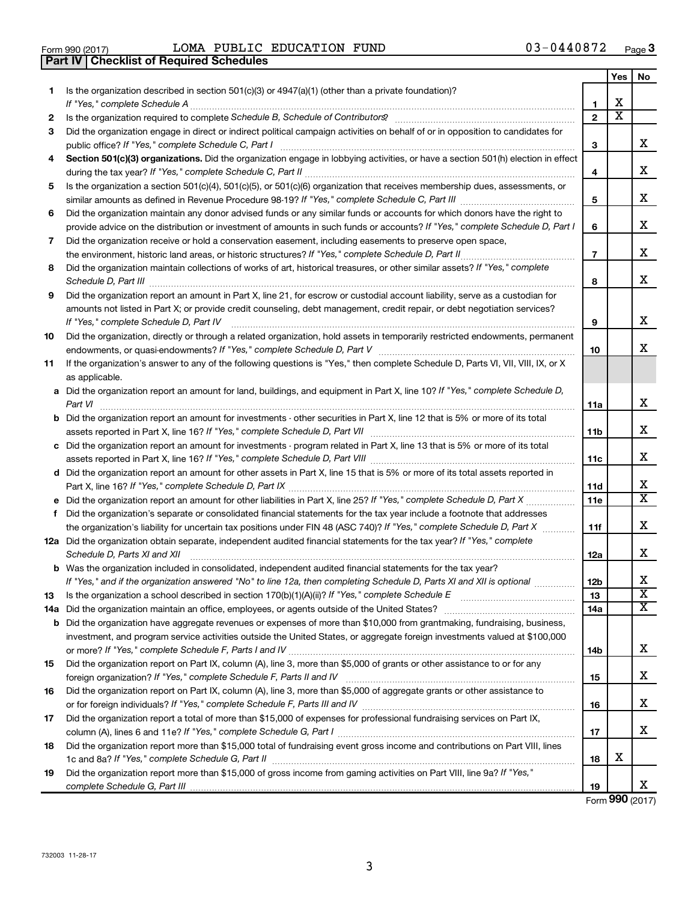Form 990 (2017) LOMA PUBLIC EDUCATION FUND 03-0440872 Page 3

## Part IV | Checklist of Required Schedules

| | | | Yes | No |
|---|---|---|---|---|
| 1 | Is the organization described in section 501(c)(3) or 4947(a)(1) (other than a private foundation)? *If "Yes," complete Schedule A* | 1 | X | |
| 2 | Is the organization required to complete *Schedule B, Schedule of Contributors*? | 2 | X | |
| 3 | Did the organization engage in direct or indirect political campaign activities on behalf of or in opposition to candidates for public office? *If "Yes," complete Schedule C, Part I* | 3 | | X |
| 4 | **Section 501(c)(3) organizations.** Did the organization engage in lobbying activities, or have a section 501(h) election in effect during the tax year? *If "Yes," complete Schedule C, Part II* | 4 | | X |
| 5 | Is the organization a section 501(c)(4), 501(c)(5), or 501(c)(6) organization that receives membership dues, assessments, or similar amounts as defined in Revenue Procedure 98-19? *If "Yes," complete Schedule C, Part III* | 5 | | X |
| 6 | Did the organization maintain any donor advised funds or any similar funds or accounts for which donors have the right to provide advice on the distribution or investment of amounts in such funds or accounts? *If "Yes," complete Schedule D, Part I* | 6 | | X |
| 7 | Did the organization receive or hold a conservation easement, including easements to preserve open space, the environment, historic land areas, or historic structures? *If "Yes," complete Schedule D, Part II* | 7 | | X |
| 8 | Did the organization maintain collections of works of art, historical treasures, or other similar assets? *If "Yes," complete Schedule D, Part III* | 8 | | X |
| 9 | Did the organization report an amount in Part X, line 21, for escrow or custodial account liability, serve as a custodian for amounts not listed in Part X; or provide credit counseling, debt management, credit repair, or debt negotiation services? *If "Yes," complete Schedule D, Part IV* | 9 | | X |
| 10 | Did the organization, directly or through a related organization, hold assets in temporarily restricted endowments, permanent endowments, or quasi-endowments? *If "Yes," complete Schedule D, Part V* | 10 | | X |
| 11 | If the organization's answer to any of the following questions is "Yes," then complete Schedule D, Parts VI, VII, VIII, IX, or X as applicable. | | | |
| a | Did the organization report an amount for land, buildings, and equipment in Part X, line 10? *If "Yes," complete Schedule D, Part VI* | 11a | | X |
| b | Did the organization report an amount for investments - other securities in Part X, line 12 that is 5% or more of its total assets reported in Part X, line 16? *If "Yes," complete Schedule D, Part VII* | 11b | | X |
| c | Did the organization report an amount for investments - program related in Part X, line 13 that is 5% or more of its total assets reported in Part X, line 16? *If "Yes," complete Schedule D, Part VIII* | 11c | | X |
| d | Did the organization report an amount for other assets in Part X, line 15 that is 5% or more of its total assets reported in Part X, line 16? *If "Yes," complete Schedule D, Part IX* | 11d | | X |
| e | Did the organization report an amount for other liabilities in Part X, line 25? *If "Yes," complete Schedule D, Part X* | 11e | | X |
| f | Did the organization's separate or consolidated financial statements for the tax year include a footnote that addresses the organization's liability for uncertain tax positions under FIN 48 (ASC 740)? *If "Yes," complete Schedule D, Part X* | 11f | | X |
| 12a | Did the organization obtain separate, independent audited financial statements for the tax year? *If "Yes," complete Schedule D, Parts XI and XII* | 12a | | X |
| b | Was the organization included in consolidated, independent audited financial statements for the tax year? *If "Yes," and if the organization answered "No" to line 12a, then completing Schedule D, Parts XI and XII is optional* | 12b | | X |
| 13 | Is the organization a school described in section 170(b)(1)(A)(ii)? *If "Yes," complete Schedule E* | 13 | | X |
| 14a | Did the organization maintain an office, employees, or agents outside of the United States? | 14a | | X |
| b | Did the organization have aggregate revenues or expenses of more than $10,000 from grantmaking, fundraising, business, investment, and program service activities outside the United States, or aggregate foreign investments valued at $100,000 or more? *If "Yes," complete Schedule F, Parts I and IV* | 14b | | X |
| 15 | Did the organization report on Part IX, column (A), line 3, more than $5,000 of grants or other assistance to or for any foreign organization? *If "Yes," complete Schedule F, Parts II and IV* | 15 | | X |
| 16 | Did the organization report on Part IX, column (A), line 3, more than $5,000 of aggregate grants or other assistance to or for foreign individuals? *If "Yes," complete Schedule F, Parts III and IV* | 16 | | X |
| 17 | Did the organization report a total of more than $15,000 of expenses for professional fundraising services on Part IX, column (A), lines 6 and 11e? *If "Yes," complete Schedule G, Part I* | 17 | | X |
| 18 | Did the organization report more than $15,000 total of fundraising event gross income and contributions on Part VIII, lines 1c and 8a? *If "Yes," complete Schedule G, Part II* | 18 | X | |
| 19 | Did the organization report more than $15,000 of gross income from gaming activities on Part VIII, line 9a? *If "Yes," complete Schedule G, Part III* | 19 | | X |

Form **990** (2017)

732003 11-28-17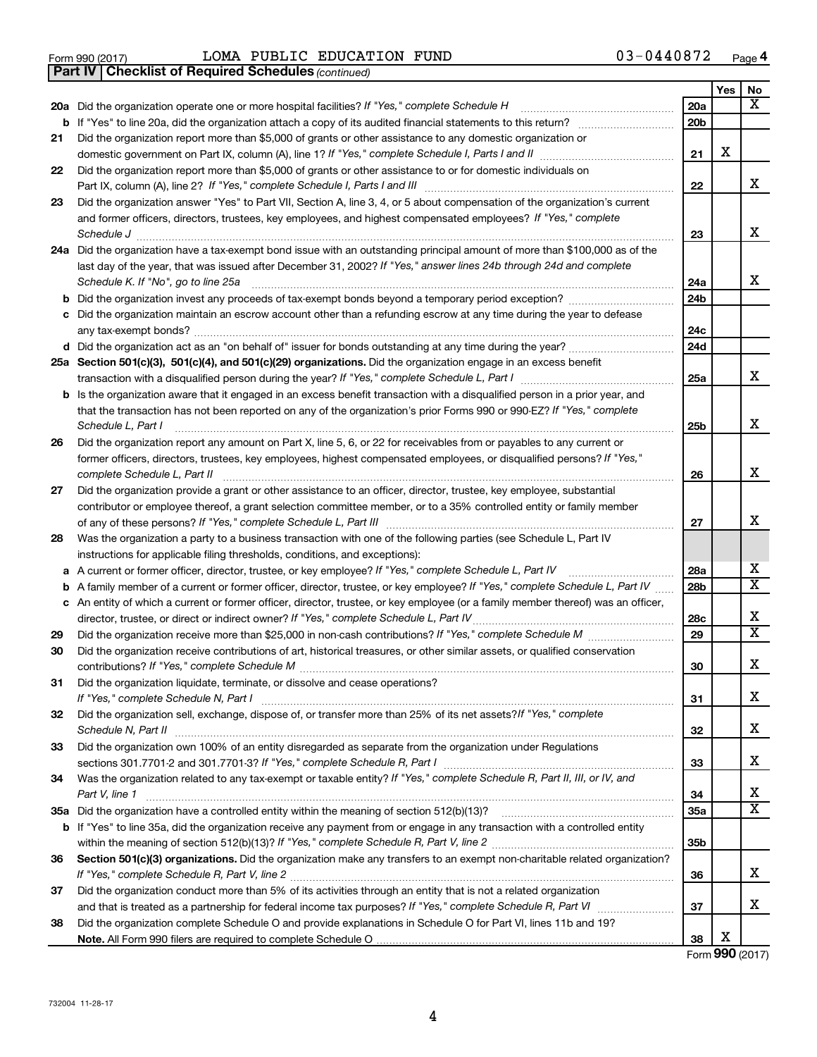Form 990 (2017) LOMA PUBLIC EDUCATION FUND 03-0440872 Page 4

**Part IV | Checklist of Required Schedules** *(continued)*

| | | | Yes | No |
|---|---|---|---|---|
| **20a** | Did the organization operate one or more hospital facilities? *If "Yes," complete Schedule H* | 20a | | X |
| **b** | If "Yes" to line 20a, did the organization attach a copy of its audited financial statements to this return? | 20b | | |
| **21** | Did the organization report more than $5,000 of grants or other assistance to any domestic organization or domestic government on Part IX, column (A), line 1? *If "Yes," complete Schedule I, Parts I and II* | 21 | X | |
| **22** | Did the organization report more than $5,000 of grants or other assistance to or for domestic individuals on Part IX, column (A), line 2? *If "Yes," complete Schedule I, Parts I and III* | 22 | | X |
| **23** | Did the organization answer "Yes" to Part VII, Section A, line 3, 4, or 5 about compensation of the organization's current and former officers, directors, trustees, key employees, and highest compensated employees? *If "Yes," complete Schedule J* | 23 | | X |
| **24a** | Did the organization have a tax-exempt bond issue with an outstanding principal amount of more than $100,000 as of the last day of the year, that was issued after December 31, 2002? *If "Yes," answer lines 24b through 24d and complete Schedule K. If "No", go to line 25a* | 24a | | X |
| **b** | Did the organization invest any proceeds of tax-exempt bonds beyond a temporary period exception? | 24b | | |
| **c** | Did the organization maintain an escrow account other than a refunding escrow at any time during the year to defease any tax-exempt bonds? | 24c | | |
| **d** | Did the organization act as an "on behalf of" issuer for bonds outstanding at any time during the year? | 24d | | |
| **25a** | **Section 501(c)(3), 501(c)(4), and 501(c)(29) organizations.** Did the organization engage in an excess benefit transaction with a disqualified person during the year? *If "Yes," complete Schedule L, Part I* | 25a | | X |
| **b** | Is the organization aware that it engaged in an excess benefit transaction with a disqualified person in a prior year, and that the transaction has not been reported on any of the organization's prior Forms 990 or 990-EZ? *If "Yes," complete Schedule L, Part I* | 25b | | X |
| **26** | Did the organization report any amount on Part X, line 5, 6, or 22 for receivables from or payables to any current or former officers, directors, trustees, key employees, highest compensated employees, or disqualified persons? *If "Yes," complete Schedule L, Part II* | 26 | | X |
| **27** | Did the organization provide a grant or other assistance to an officer, director, trustee, key employee, substantial contributor or employee thereof, a grant selection committee member, or to a 35% controlled entity or family member of any of these persons? *If "Yes," complete Schedule L, Part III* | 27 | | X |
| **28** | Was the organization a party to a business transaction with one of the following parties (see Schedule L, Part IV instructions for applicable filing thresholds, conditions, and exceptions): | | | |
| **a** | A current or former officer, director, trustee, or key employee? *If "Yes," complete Schedule L, Part IV* | 28a | | X |
| **b** | A family member of a current or former officer, director, trustee, or key employee? *If "Yes," complete Schedule L, Part IV* | 28b | | X |
| **c** | An entity of which a current or former officer, director, trustee, or key employee (or a family member thereof) was an officer, director, trustee, or direct or indirect owner? *If "Yes," complete Schedule L, Part IV* | 28c | | X |
| **29** | Did the organization receive more than $25,000 in non-cash contributions? *If "Yes," complete Schedule M* | 29 | | X |
| **30** | Did the organization receive contributions of art, historical treasures, or other similar assets, or qualified conservation contributions? *If "Yes," complete Schedule M* | 30 | | X |
| **31** | Did the organization liquidate, terminate, or dissolve and cease operations? *If "Yes," complete Schedule N, Part I* | 31 | | X |
| **32** | Did the organization sell, exchange, dispose of, or transfer more than 25% of its net assets? *If "Yes," complete Schedule N, Part II* | 32 | | X |
| **33** | Did the organization own 100% of an entity disregarded as separate from the organization under Regulations sections 301.7701-2 and 301.7701-3? *If "Yes," complete Schedule R, Part I* | 33 | | X |
| **34** | Was the organization related to any tax-exempt or taxable entity? *If "Yes," complete Schedule R, Part II, III, or IV, and Part V, line 1* | 34 | | X |
| **35a** | Did the organization have a controlled entity within the meaning of section 512(b)(13)? | 35a | | X |
| **b** | If "Yes" to line 35a, did the organization receive any payment from or engage in any transaction with a controlled entity within the meaning of section 512(b)(13)? *If "Yes," complete Schedule R, Part V, line 2* | 35b | | |
| **36** | **Section 501(c)(3) organizations.** Did the organization make any transfers to an exempt non-charitable related organization? *If "Yes," complete Schedule R, Part V, line 2* | 36 | | X |
| **37** | Did the organization conduct more than 5% of its activities through an entity that is not a related organization and that is treated as a partnership for federal income tax purposes? *If "Yes," complete Schedule R, Part VI* | 37 | | X |
| **38** | Did the organization complete Schedule O and provide explanations in Schedule O for Part VI, lines 11b and 19? **Note.** All Form 990 filers are required to complete Schedule O | 38 | X | |

Form **990** (2017)

732004 11-28-17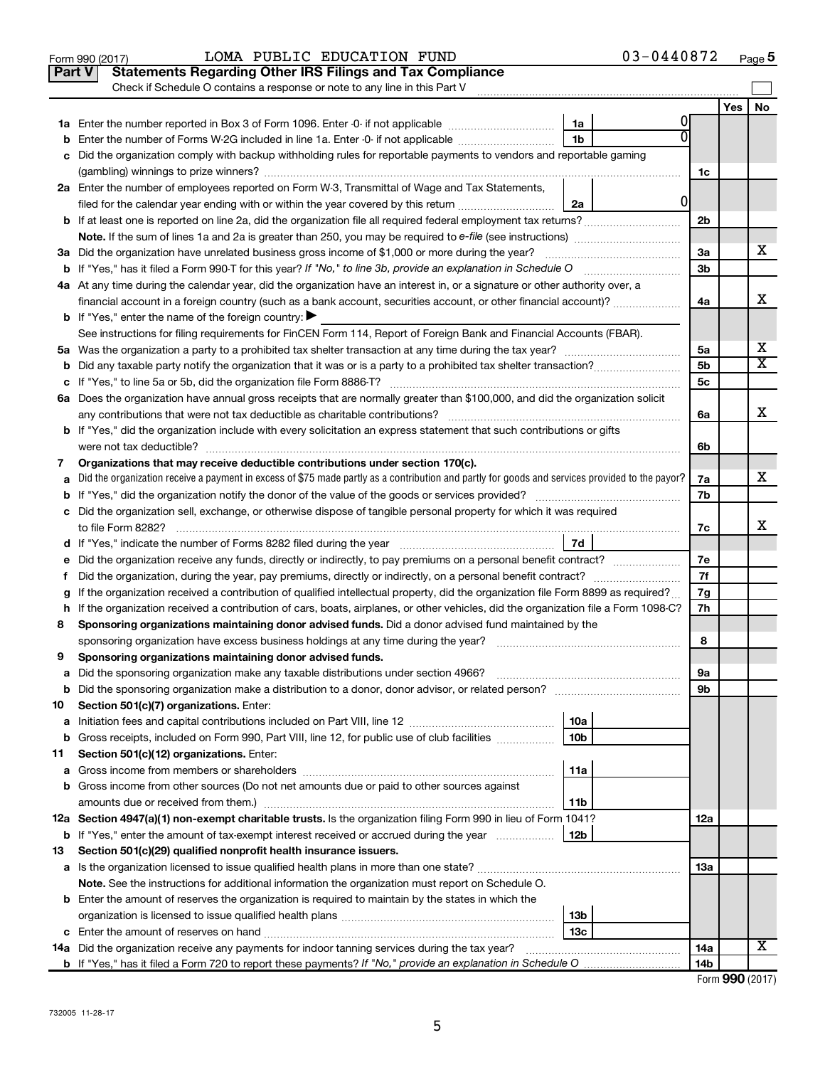Form 990 (2017) LOMA PUBLIC EDUCATION FUND 03-0440872 Page 5

## Part V Statements Regarding Other IRS Filings and Tax Compliance

Check if Schedule O contains a response or note to any line in this Part V

| | | | | | Yes | No |
|---|---|---|---|---|---|---|
| 1a | Enter the number reported in Box 3 of Form 1096. Enter -0- if not applicable | 1a | 0 | | | |
| b | Enter the number of Forms W-2G included in line 1a. Enter -0- if not applicable | 1b | 0 | | | |
| c | Did the organization comply with backup withholding rules for reportable payments to vendors and reportable gaming (gambling) winnings to prize winners? | | | 1c | | |
| 2a | Enter the number of employees reported on Form W-3, Transmittal of Wage and Tax Statements, filed for the calendar year ending with or within the year covered by this return | 2a | 0 | | | |
| b | If at least one is reported on line 2a, did the organization file all required federal employment tax returns? | | | 2b | | |
| | **Note.** If the sum of lines 1a and 2a is greater than 250, you may be required to *e-file* (see instructions) | | | | | |
| 3a | Did the organization have unrelated business gross income of $1,000 or more during the year? | | | 3a | | X |
| b | If "Yes," has it filed a Form 990-T for this year? *If "No," to line 3b, provide an explanation in Schedule O* | | | 3b | | |
| 4a | At any time during the calendar year, did the organization have an interest in, or a signature or other authority over, a financial account in a foreign country (such as a bank account, securities account, or other financial account)? | | | 4a | | X |
| b | If "Yes," enter the name of the foreign country: ▶ | | | | | |
| | See instructions for filing requirements for FinCEN Form 114, Report of Foreign Bank and Financial Accounts (FBAR). | | | | | |
| 5a | Was the organization a party to a prohibited tax shelter transaction at any time during the tax year? | | | 5a | | X |
| b | Did any taxable party notify the organization that it was or is a party to a prohibited tax shelter transaction? | | | 5b | | X |
| c | If "Yes," to line 5a or 5b, did the organization file Form 8886-T? | | | 5c | | |
| 6a | Does the organization have annual gross receipts that are normally greater than $100,000, and did the organization solicit any contributions that were not tax deductible as charitable contributions? | | | 6a | | X |
| b | If "Yes," did the organization include with every solicitation an express statement that such contributions or gifts were not tax deductible? | | | 6b | | |
| 7 | **Organizations that may receive deductible contributions under section 170(c).** | | | | | |
| a | Did the organization receive a payment in excess of $75 made partly as a contribution and partly for goods and services provided to the payor? | | | 7a | | X |
| b | If "Yes," did the organization notify the donor of the value of the goods or services provided? | | | 7b | | |
| c | Did the organization sell, exchange, or otherwise dispose of tangible personal property for which it was required to file Form 8282? | | | 7c | | X |
| d | If "Yes," indicate the number of Forms 8282 filed during the year | 7d | | | | |
| e | Did the organization receive any funds, directly or indirectly, to pay premiums on a personal benefit contract? | | | 7e | | |
| f | Did the organization, during the year, pay premiums, directly or indirectly, on a personal benefit contract? | | | 7f | | |
| g | If the organization received a contribution of qualified intellectual property, did the organization file Form 8899 as required? | | | 7g | | |
| h | If the organization received a contribution of cars, boats, airplanes, or other vehicles, did the organization file a Form 1098-C? | | | 7h | | |
| 8 | **Sponsoring organizations maintaining donor advised funds.** Did a donor advised fund maintained by the sponsoring organization have excess business holdings at any time during the year? | | | 8 | | |
| 9 | **Sponsoring organizations maintaining donor advised funds.** | | | | | |
| a | Did the sponsoring organization make any taxable distributions under section 4966? | | | 9a | | |
| b | Did the sponsoring organization make a distribution to a donor, donor advisor, or related person? | | | 9b | | |
| 10 | **Section 501(c)(7) organizations.** Enter: | | | | | |
| a | Initiation fees and capital contributions included on Part VIII, line 12 | 10a | | | | |
| b | Gross receipts, included on Form 990, Part VIII, line 12, for public use of club facilities | 10b | | | | |
| 11 | **Section 501(c)(12) organizations.** Enter: | | | | | |
| a | Gross income from members or shareholders | 11a | | | | |
| b | Gross income from other sources (Do not net amounts due or paid to other sources against amounts due or received from them.) | 11b | | | | |
| 12a | **Section 4947(a)(1) non-exempt charitable trusts.** Is the organization filing Form 990 in lieu of Form 1041? | | | 12a | | |
| b | If "Yes," enter the amount of tax-exempt interest received or accrued during the year | 12b | | | | |
| 13 | **Section 501(c)(29) qualified nonprofit health insurance issuers.** | | | | | |
| a | Is the organization licensed to issue qualified health plans in more than one state? | | | 13a | | |
| | **Note.** See the instructions for additional information the organization must report on Schedule O. | | | | | |
| b | Enter the amount of reserves the organization is required to maintain by the states in which the organization is licensed to issue qualified health plans | 13b | | | | |
| c | Enter the amount of reserves on hand | 13c | | | | |
| 14a | Did the organization receive any payments for indoor tanning services during the tax year? | | | 14a | | X |
| b | If "Yes," has it filed a Form 720 to report these payments? *If "No," provide an explanation in Schedule O* | | | 14b | | |

Form **990** (2017)

732005 11-28-17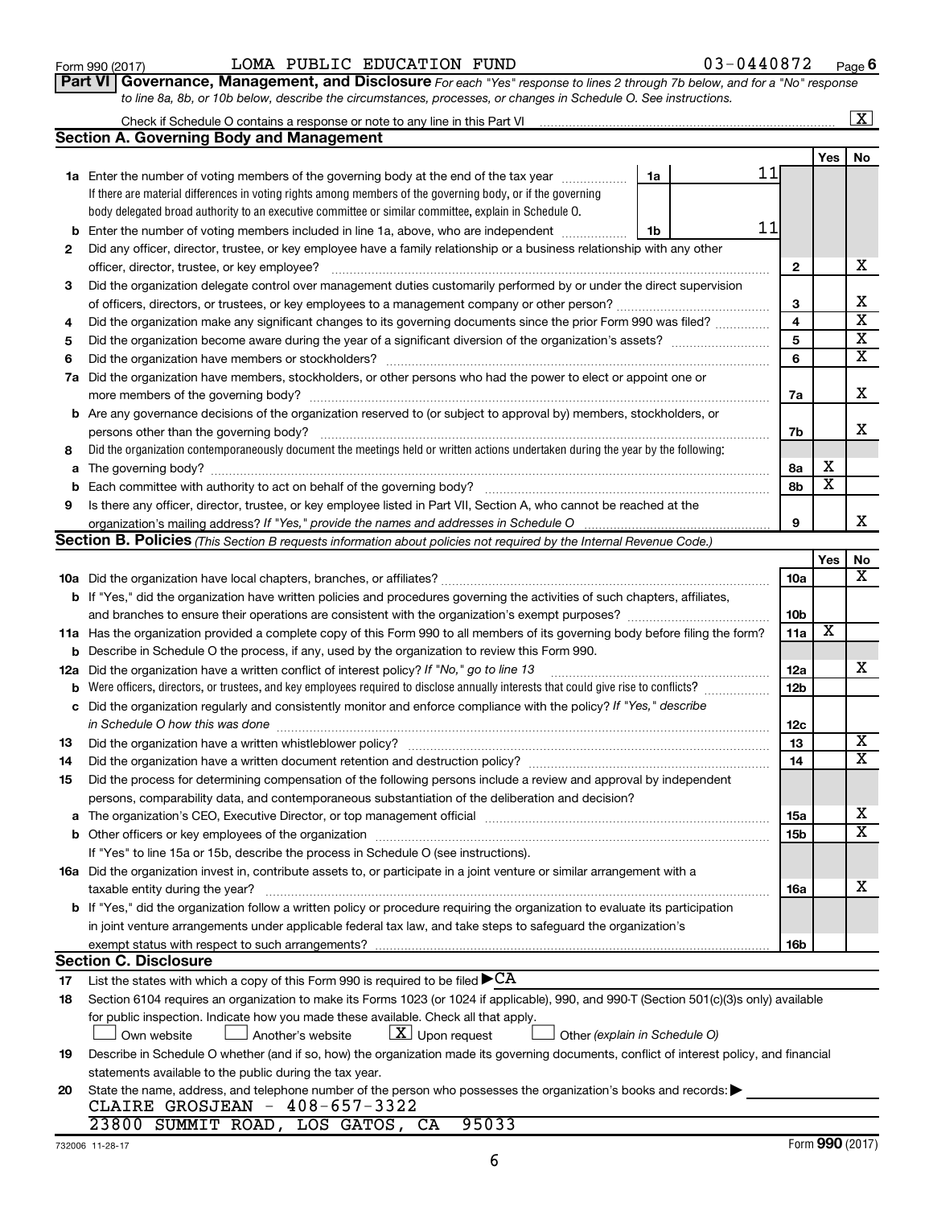Form 990 (2017) LOMA PUBLIC EDUCATION FUND 03-0440872 Page 6

**Part VI Governance, Management, and Disclosure** *For each "Yes" response to lines 2 through 7b below, and for a "No" response to line 8a, 8b, or 10b below, describe the circumstances, processes, or changes in Schedule O. See instructions.*

Check if Schedule O contains a response or note to any line in this Part VI ..... [X]

## Section A. Governing Body and Management

| | | | | Yes | No |
|---|---|---|---|---|---|
| **1a** | Enter the number of voting members of the governing body at the end of the tax year ..... If there are material differences in voting rights among members of the governing body, or if the governing body delegated broad authority to an executive committee or similar committee, explain in Schedule O. | 1a | 11 | | |
| **b** | Enter the number of voting members included in line 1a, above, who are independent ..... | 1b | 11 | | |
| **2** | Did any officer, director, trustee, or key employee have a family relationship or a business relationship with any other officer, director, trustee, or key employee? ..... | | **2** | | X |
| **3** | Did the organization delegate control over management duties customarily performed by or under the direct supervision of officers, directors, or trustees, or key employees to a management company or other person? ..... | | **3** | | X |
| **4** | Did the organization make any significant changes to its governing documents since the prior Form 990 was filed? ..... | | **4** | | X |
| **5** | Did the organization become aware during the year of a significant diversion of the organization's assets? ..... | | **5** | | X |
| **6** | Did the organization have members or stockholders? ..... | | **6** | | X |
| **7a** | Did the organization have members, stockholders, or other persons who had the power to elect or appoint one or more members of the governing body? ..... | | **7a** | | X |
| **b** | Are any governance decisions of the organization reserved to (or subject to approval by) members, stockholders, or persons other than the governing body? ..... | | **7b** | | X |
| **8** | Did the organization contemporaneously document the meetings held or written actions undertaken during the year by the following: | | | | |
| **a** | The governing body? ..... | | **8a** | X | |
| **b** | Each committee with authority to act on behalf of the governing body? ..... | | **8b** | X | |
| **9** | Is there any officer, director, trustee, or key employee listed in Part VII, Section A, who cannot be reached at the organization's mailing address? *If "Yes," provide the names and addresses in Schedule O* ..... | | **9** | | X |

## Section B. Policies *(This Section B requests information about policies not required by the Internal Revenue Code.)*

| | | | Yes | No |
|---|---|---|---|---|
| **10a** | Did the organization have local chapters, branches, or affiliates? ..... | **10a** | | X |
| **b** | If "Yes," did the organization have written policies and procedures governing the activities of such chapters, affiliates, and branches to ensure their operations are consistent with the organization's exempt purposes? ..... | **10b** | | |
| **11a** | Has the organization provided a complete copy of this Form 990 to all members of its governing body before filing the form? | **11a** | X | |
| **b** | Describe in Schedule O the process, if any, used by the organization to review this Form 990. | | | |
| **12a** | Did the organization have a written conflict of interest policy? *If "No," go to line 13* ..... | **12a** | | X |
| **b** | Were officers, directors, or trustees, and key employees required to disclose annually interests that could give rise to conflicts? ..... | **12b** | | |
| **c** | Did the organization regularly and consistently monitor and enforce compliance with the policy? *If "Yes," describe in Schedule O how this was done* ..... | **12c** | | |
| **13** | Did the organization have a written whistleblower policy? ..... | **13** | | X |
| **14** | Did the organization have a written document retention and destruction policy? ..... | **14** | | X |
| **15** | Did the process for determining compensation of the following persons include a review and approval by independent persons, comparability data, and contemporaneous substantiation of the deliberation and decision? | | | |
| **a** | The organization's CEO, Executive Director, or top management official ..... | **15a** | | X |
| **b** | Other officers or key employees of the organization ..... | **15b** | | X |
| | If "Yes" to line 15a or 15b, describe the process in Schedule O (see instructions). | | | |
| **16a** | Did the organization invest in, contribute assets to, or participate in a joint venture or similar arrangement with a taxable entity during the year? ..... | **16a** | | X |
| **b** | If "Yes," did the organization follow a written policy or procedure requiring the organization to evaluate its participation in joint venture arrangements under applicable federal tax law, and take steps to safeguard the organization's exempt status with respect to such arrangements? ..... | **16b** | | |

## Section C. Disclosure

**17** List the states with which a copy of this Form 990 is required to be filed ▶CA

**18** Section 6104 requires an organization to make its Forms 1023 (or 1024 if applicable), 990, and 990-T (Section 501(c)(3)s only) available for public inspection. Indicate how you made these available. Check all that apply.

[ ] Own website [ ] Another's website [X] Upon request [ ] Other *(explain in Schedule O)*

**19** Describe in Schedule O whether (and if so, how) the organization made its governing documents, conflict of interest policy, and financial statements available to the public during the tax year.

**20** State the name, address, and telephone number of the person who possesses the organization's books and records: ▶

CLAIRE GROSJEAN - 408-657-3322
23800 SUMMIT ROAD, LOS GATOS, CA 95033

732006 11-28-17 Form **990** (2017)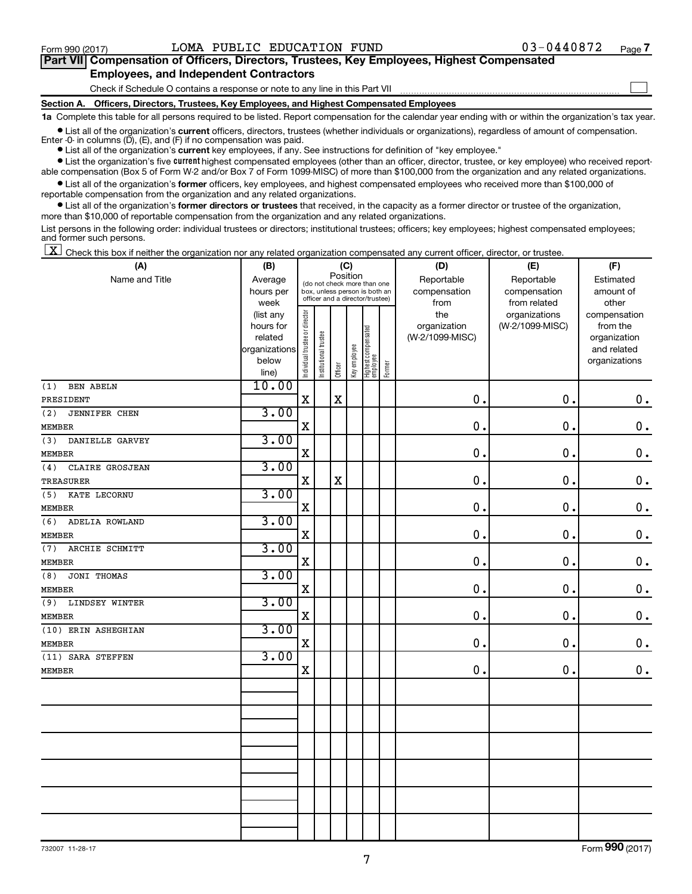Form 990 (2017) LOMA PUBLIC EDUCATION FUND 03-0440872 Page 7

## Part VII Compensation of Officers, Directors, Trustees, Key Employees, Highest Compensated Employees, and Independent Contractors

Check if Schedule O contains a response or note to any line in this Part VII ☐

### Section A. Officers, Directors, Trustees, Key Employees, and Highest Compensated Employees

**1a** Complete this table for all persons required to be listed. Report compensation for the calendar year ending with or within the organization's tax year.

- List all of the organization's **current** officers, directors, trustees (whether individuals or organizations), regardless of amount of compensation. Enter -0- in columns (D), (E), and (F) if no compensation was paid.
- List all of the organization's **current** key employees, if any. See instructions for definition of "key employee."
- List the organization's five **current** highest compensated employees (other than an officer, director, trustee, or key employee) who received reportable compensation (Box 5 of Form W-2 and/or Box 7 of Form 1099-MISC) of more than $100,000 from the organization and any related organizations.
- List all of the organization's **former** officers, key employees, and highest compensated employees who received more than $100,000 of reportable compensation from the organization and any related organizations.
- List all of the organization's **former directors or trustees** that received, in the capacity as a former director or trustee of the organization, more than $10,000 of reportable compensation from the organization and any related organizations.

List persons in the following order: individual trustees or directors; institutional trustees; officers; key employees; highest compensated employees; and former such persons.

☒ Check this box if neither the organization nor any related organization compensated any current officer, director, or trustee.

| (A) Name and Title | (B) Average hours per week (list any hours for related organizations below line) | (C) Position: Individual trustee or director | Institutional trustee | Officer | Key employee | Highest compensated employee | Former | (D) Reportable compensation from the organization (W-2/1099-MISC) | (E) Reportable compensation from related organizations (W-2/1099-MISC) | (F) Estimated amount of other compensation from the organization and related organizations |
|---|---|---|---|---|---|---|---|---|---|---|
| (1) BEN ABELN<br>PRESIDENT | 10.00 | X | | X | | | | 0. | 0. | 0. |
| (2) JENNIFER CHEN<br>MEMBER | 3.00 | X | | | | | | 0. | 0. | 0. |
| (3) DANIELLE GARVEY<br>MEMBER | 3.00 | X | | | | | | 0. | 0. | 0. |
| (4) CLAIRE GROSJEAN<br>TREASURER | 3.00 | X | | X | | | | 0. | 0. | 0. |
| (5) KATE LECORNU<br>MEMBER | 3.00 | X | | | | | | 0. | 0. | 0. |
| (6) ADELIA ROWLAND<br>MEMBER | 3.00 | X | | | | | | 0. | 0. | 0. |
| (7) ARCHIE SCHMITT<br>MEMBER | 3.00 | X | | | | | | 0. | 0. | 0. |
| (8) JONI THOMAS<br>MEMBER | 3.00 | X | | | | | | 0. | 0. | 0. |
| (9) LINDSEY WINTER<br>MEMBER | 3.00 | X | | | | | | 0. | 0. | 0. |
| (10) ERIN ASHEGHIAN<br>MEMBER | 3.00 | X | | | | | | 0. | 0. | 0. |
| (11) SARA STEFFEN<br>MEMBER | 3.00 | X | | | | | | 0. | 0. | 0. |

732007 11-28-17 Form **990** (2017)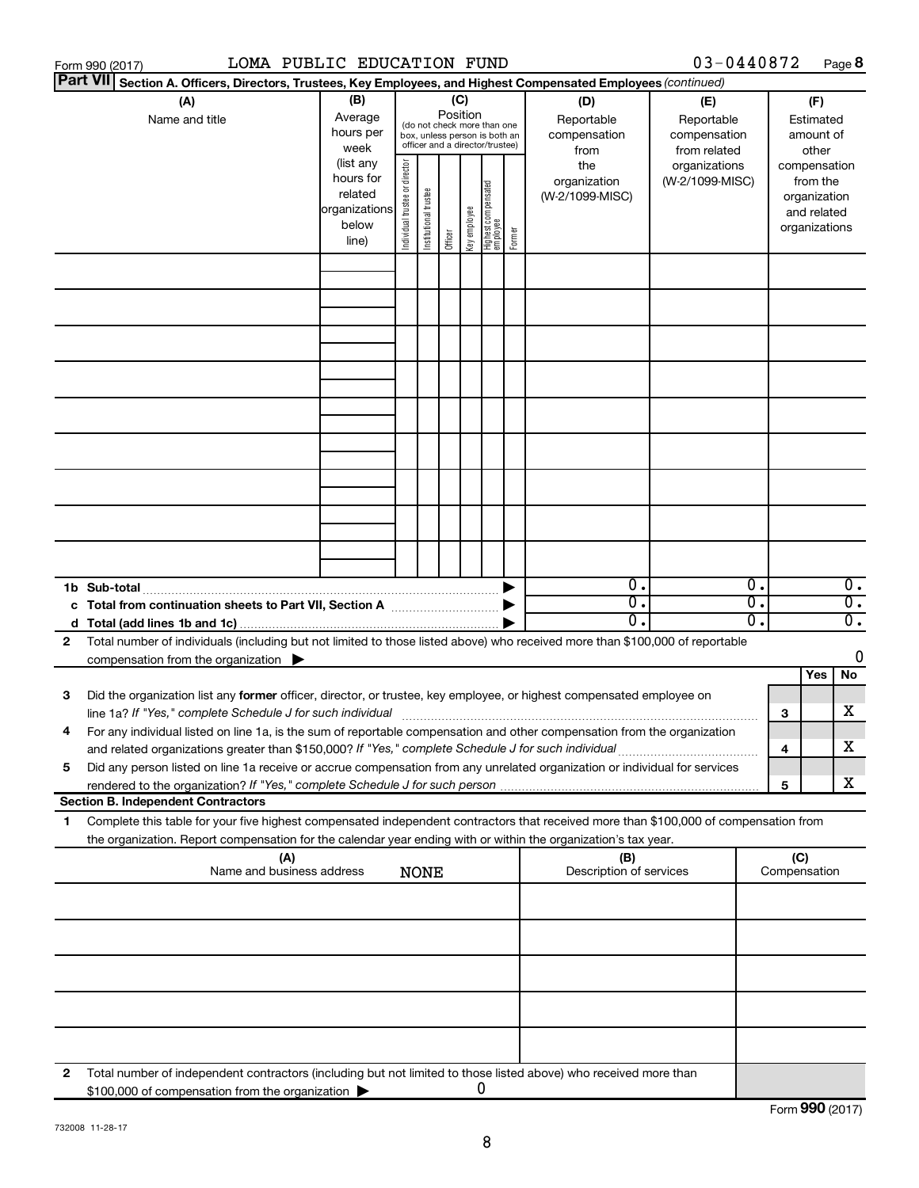Form 990 (2017) LOMA PUBLIC EDUCATION FUND 03-0440872 Page **8**

**Part VII** **Section A. Officers, Directors, Trustees, Key Employees, and Highest Compensated Employees** *(continued)*

| (A) Name and title | (B) Average hours per week (list any hours for related organizations below line) | (C) Position (do not check more than one box, unless person is both an officer and a director/trustee): Individual trustee or director | Institutional trustee | Officer | Key employee | Highest compensated employee | Former | (D) Reportable compensation from the organization (W-2/1099-MISC) | (E) Reportable compensation from related organizations (W-2/1099-MISC) | (F) Estimated amount of other compensation from the organization and related organizations |
|---|---|---|---|---|---|---|---|---|---|---|
| | | | | | | | | | | |
| | | | | | | | | | | |
| | | | | | | | | | | |
| | | | | | | | | | | |
| | | | | | | | | | | |
| | | | | | | | | | | |
| | | | | | | | | | | |
| | | | | | | | | | | |
| | | | | | | | | | | |
| **1b Sub-total** | | | | | | | | 0. | 0. | 0. |
| **c Total from continuation sheets to Part VII, Section A** | | | | | | | | 0. | 0. | 0. |
| **d Total (add lines 1b and 1c)** | | | | | | | | 0. | 0. | 0. |

**2** Total number of individuals (including but not limited to those listed above) who received more than $100,000 of reportable compensation from the organization ▶ 0

| | | | Yes | No |
|---|---|---|---|---|
| **3** | Did the organization list any **former** officer, director, or trustee, key employee, or highest compensated employee on line 1a? *If "Yes," complete Schedule J for such individual* | 3 | | X |
| **4** | For any individual listed on line 1a, is the sum of reportable compensation and other compensation from the organization and related organizations greater than $150,000? *If "Yes," complete Schedule J for such individual* | 4 | | X |
| **5** | Did any person listed on line 1a receive or accrue compensation from any unrelated organization or individual for services rendered to the organization? *If "Yes," complete Schedule J for such person* | 5 | | X |

**Section B. Independent Contractors**

**1** Complete this table for your five highest compensated independent contractors that received more than $100,000 of compensation from the organization. Report compensation for the calendar year ending with or within the organization's tax year.

| (A) Name and business address | (B) Description of services | (C) Compensation |
|---|---|---|
| NONE | | |
| | | |
| | | |
| | | |
| | | |

**2** Total number of independent contractors (including but not limited to those listed above) who received more than $100,000 of compensation from the organization ▶ 0

Form **990** (2017)

732008 11-28-17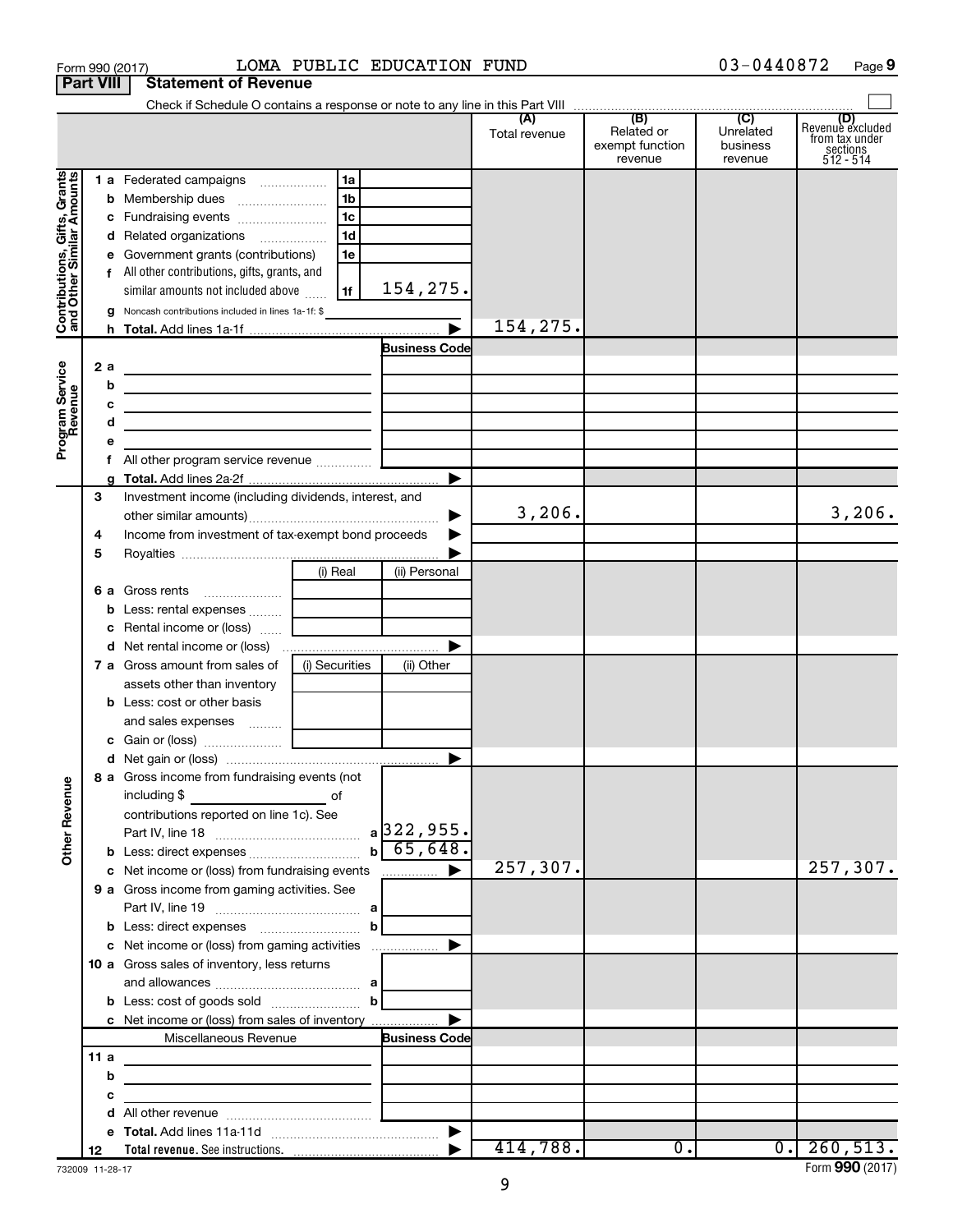Form 990 (2017) LOMA PUBLIC EDUCATION FUND 03-0440872 Page **9**

**Part VIII Statement of Revenue**

Check if Schedule O contains a response or note to any line in this Part VIII

| | | | | (A) Total revenue | (B) Related or exempt function revenue | (C) Unrelated business revenue | (D) Revenue excluded from tax under sections 512 - 514 |
|---|---|---|---|---|---|---|---|
| **Contributions, Gifts, Grants and Other Similar Amounts** | 1 a Federated campaigns | 1a | | | | | |
| | b Membership dues | 1b | | | | | |
| | c Fundraising events | 1c | | | | | |
| | d Related organizations | 1d | | | | | |
| | e Government grants (contributions) | 1e | | | | | |
| | f All other contributions, gifts, grants, and similar amounts not included above | 1f | 154,275. | | | | |
| | g Noncash contributions included in lines 1a-1f: $ | | | | | | |
| | h **Total.** Add lines 1a-1f | | | 154,275. | | | |
| **Program Service Revenue** | | | **Business Code** | | | | |
| | 2 a | | | | | | |
| | b | | | | | | |
| | c | | | | | | |
| | d | | | | | | |
| | e | | | | | | |
| | f All other program service revenue | | | | | | |
| | g **Total.** Add lines 2a-2f | | | | | | |
| **Other Revenue** | 3 Investment income (including dividends, interest, and other similar amounts) | | | 3,206. | | | 3,206. |
| | 4 Income from investment of tax-exempt bond proceeds | | | | | | |
| | 5 Royalties | | | | | | |
| | | (i) Real | (ii) Personal | | | | |
| | 6 a Gross rents | | | | | | |
| | b Less: rental expenses | | | | | | |
| | c Rental income or (loss) | | | | | | |
| | d Net rental income or (loss) | | | | | | |
| | 7 a Gross amount from sales of assets other than inventory | (i) Securities | (ii) Other | | | | |
| | b Less: cost or other basis and sales expenses | | | | | | |
| | c Gain or (loss) | | | | | | |
| | d Net gain or (loss) | | | | | | |
| | 8 a Gross income from fundraising events (not including $ of contributions reported on line 1c). See Part IV, line 18 | a | 322,955. | | | | |
| | b Less: direct expenses | b | 65,648. | | | | |
| | c Net income or (loss) from fundraising events | | | 257,307. | | | 257,307. |
| | 9 a Gross income from gaming activities. See Part IV, line 19 | a | | | | | |
| | b Less: direct expenses | b | | | | | |
| | c Net income or (loss) from gaming activities | | | | | | |
| | 10 a Gross sales of inventory, less returns and allowances | a | | | | | |
| | b Less: cost of goods sold | b | | | | | |
| | c Net income or (loss) from sales of inventory | | | | | | |
| | Miscellaneous Revenue | | **Business Code** | | | | |
| | 11 a | | | | | | |
| | b | | | | | | |
| | c | | | | | | |
| | d All other revenue | | | | | | |
| | e **Total.** Add lines 11a-11d | | | | | | |
| | 12 **Total revenue.** See instructions. | | | 414,788. | 0. | 0. | 260,513. |

732009 11-28-17 Form **990** (2017)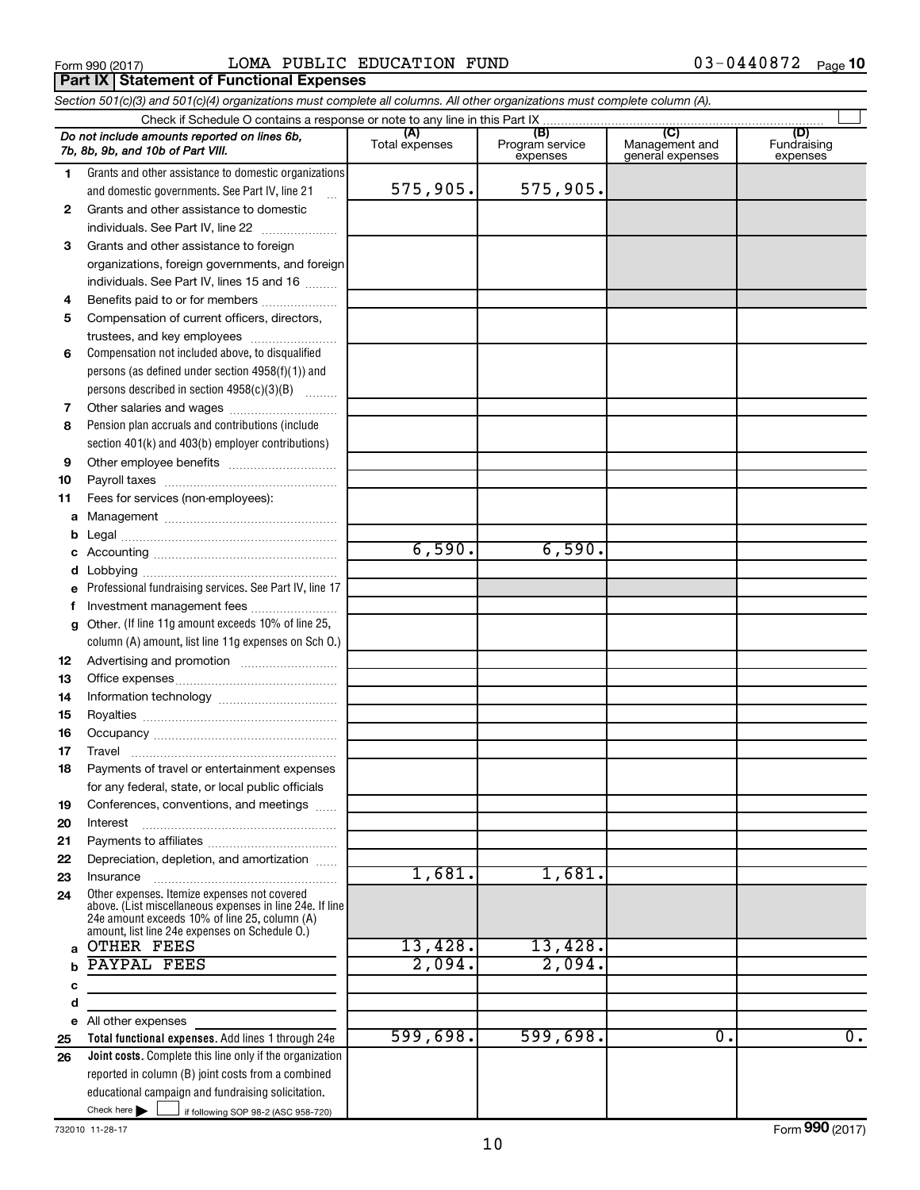Form 990 (2017) LOMA PUBLIC EDUCATION FUND 03-0440872 Page 10

## Part IX Statement of Functional Expenses

*Section 501(c)(3) and 501(c)(4) organizations must complete all columns. All other organizations must complete column (A).*

Check if Schedule O contains a response or note to any line in this Part IX ☐

| | *Do not include amounts reported on lines 6b, 7b, 8b, 9b, and 10b of Part VIII.* | (A) Total expenses | (B) Program service expenses | (C) Management and general expenses | (D) Fundraising expenses |
|---|---|---|---|---|---|
| 1 | Grants and other assistance to domestic organizations and domestic governments. See Part IV, line 21 | 575,905. | 575,905. | | |
| 2 | Grants and other assistance to domestic individuals. See Part IV, line 22 | | | | |
| 3 | Grants and other assistance to foreign organizations, foreign governments, and foreign individuals. See Part IV, lines 15 and 16 | | | | |
| 4 | Benefits paid to or for members | | | | |
| 5 | Compensation of current officers, directors, trustees, and key employees | | | | |
| 6 | Compensation not included above, to disqualified persons (as defined under section 4958(f)(1)) and persons described in section 4958(c)(3)(B) | | | | |
| 7 | Other salaries and wages | | | | |
| 8 | Pension plan accruals and contributions (include section 401(k) and 403(b) employer contributions) | | | | |
| 9 | Other employee benefits | | | | |
| 10 | Payroll taxes | | | | |
| 11 | Fees for services (non-employees): | | | | |
| a | Management | | | | |
| b | Legal | | | | |
| c | Accounting | 6,590. | 6,590. | | |
| d | Lobbying | | | | |
| e | Professional fundraising services. See Part IV, line 17 | | | | |
| f | Investment management fees | | | | |
| g | Other. (If line 11g amount exceeds 10% of line 25, column (A) amount, list line 11g expenses on Sch O.) | | | | |
| 12 | Advertising and promotion | | | | |
| 13 | Office expenses | | | | |
| 14 | Information technology | | | | |
| 15 | Royalties | | | | |
| 16 | Occupancy | | | | |
| 17 | Travel | | | | |
| 18 | Payments of travel or entertainment expenses for any federal, state, or local public officials | | | | |
| 19 | Conferences, conventions, and meetings | | | | |
| 20 | Interest | | | | |
| 21 | Payments to affiliates | | | | |
| 22 | Depreciation, depletion, and amortization | | | | |
| 23 | Insurance | 1,681. | 1,681. | | |
| 24 | Other expenses. Itemize expenses not covered above. (List miscellaneous expenses in line 24e. If line 24e amount exceeds 10% of line 25, column (A) amount, list line 24e expenses on Schedule O.) | | | | |
| a | OTHER FEES | 13,428. | 13,428. | | |
| b | PAYPAL FEES | 2,094. | 2,094. | | |
| c | | | | | |
| d | | | | | |
| e | All other expenses | | | | |
| 25 | **Total functional expenses.** Add lines 1 through 24e | 599,698. | 599,698. | 0. | 0. |
| 26 | **Joint costs.** Complete this line only if the organization reported in column (B) joint costs from a combined educational campaign and fundraising solicitation. Check here ☐ if following SOP 98-2 (ASC 958-720) | | | | |

732010 11-28-17

Form **990** (2017)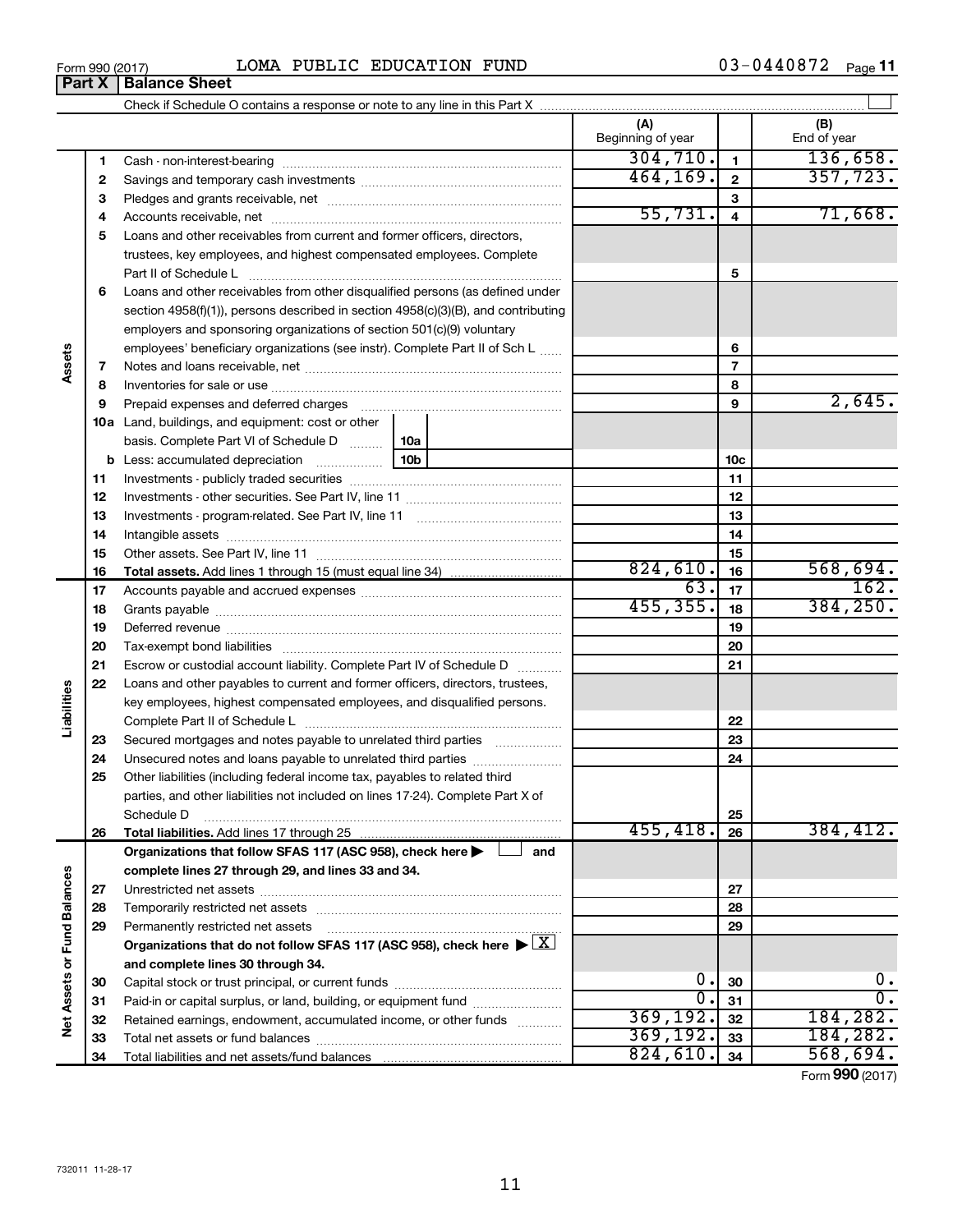Form 990 (2017) LOMA PUBLIC EDUCATION FUND 03-0440872 Page **11**

## Part X | Balance Sheet

Check if Schedule O contains a response or note to any line in this Part X ☐

| | | | (A) Beginning of year | | (B) End of year |
|---|---|---|---|---|---|
| **Assets** | 1 | Cash - non-interest-bearing | 304,710. | 1 | 136,658. |
| | 2 | Savings and temporary cash investments | 464,169. | 2 | 357,723. |
| | 3 | Pledges and grants receivable, net | | 3 | |
| | 4 | Accounts receivable, net | 55,731. | 4 | 71,668. |
| | 5 | Loans and other receivables from current and former officers, directors, trustees, key employees, and highest compensated employees. Complete Part II of Schedule L | | 5 | |
| | 6 | Loans and other receivables from other disqualified persons (as defined under section 4958(f)(1)), persons described in section 4958(c)(3)(B), and contributing employers and sponsoring organizations of section 501(c)(9) voluntary employees' beneficiary organizations (see instr). Complete Part II of Sch L | | 6 | |
| | 7 | Notes and loans receivable, net | | 7 | |
| | 8 | Inventories for sale or use | | 8 | |
| | 9 | Prepaid expenses and deferred charges | | 9 | 2,645. |
| | 10a | Land, buildings, and equipment: cost or other basis. Complete Part VI of Schedule D ... 10a | | | |
| | b | Less: accumulated depreciation ... 10b | | 10c | |
| | 11 | Investments - publicly traded securities | | 11 | |
| | 12 | Investments - other securities. See Part IV, line 11 | | 12 | |
| | 13 | Investments - program-related. See Part IV, line 11 | | 13 | |
| | 14 | Intangible assets | | 14 | |
| | 15 | Other assets. See Part IV, line 11 | | 15 | |
| | 16 | **Total assets.** Add lines 1 through 15 (must equal line 34) | 824,610. | 16 | 568,694. |
| **Liabilities** | 17 | Accounts payable and accrued expenses | 63. | 17 | 162. |
| | 18 | Grants payable | 455,355. | 18 | 384,250. |
| | 19 | Deferred revenue | | 19 | |
| | 20 | Tax-exempt bond liabilities | | 20 | |
| | 21 | Escrow or custodial account liability. Complete Part IV of Schedule D | | 21 | |
| | 22 | Loans and other payables to current and former officers, directors, trustees, key employees, highest compensated employees, and disqualified persons. Complete Part II of Schedule L | | 22 | |
| | 23 | Secured mortgages and notes payable to unrelated third parties | | 23 | |
| | 24 | Unsecured notes and loans payable to unrelated third parties | | 24 | |
| | 25 | Other liabilities (including federal income tax, payables to related third parties, and other liabilities not included on lines 17-24). Complete Part X of Schedule D | | 25 | |
| | 26 | **Total liabilities.** Add lines 17 through 25 | 455,418. | 26 | 384,412. |
| **Net Assets or Fund Balances** | | **Organizations that follow SFAS 117 (ASC 958), check here ▶ ☐ and complete lines 27 through 29, and lines 33 and 34.** | | | |
| | 27 | Unrestricted net assets | | 27 | |
| | 28 | Temporarily restricted net assets | | 28 | |
| | 29 | Permanently restricted net assets | | 29 | |
| | | **Organizations that do not follow SFAS 117 (ASC 958), check here ▶ ☒ and complete lines 30 through 34.** | | | |
| | 30 | Capital stock or trust principal, or current funds | 0. | 30 | 0. |
| | 31 | Paid-in or capital surplus, or land, building, or equipment fund | 0. | 31 | 0. |
| | 32 | Retained earnings, endowment, accumulated income, or other funds | 369,192. | 32 | 184,282. |
| | 33 | Total net assets or fund balances | 369,192. | 33 | 184,282. |
| | 34 | Total liabilities and net assets/fund balances | 824,610. | 34 | 568,694. |

Form **990** (2017)

732011 11-28-17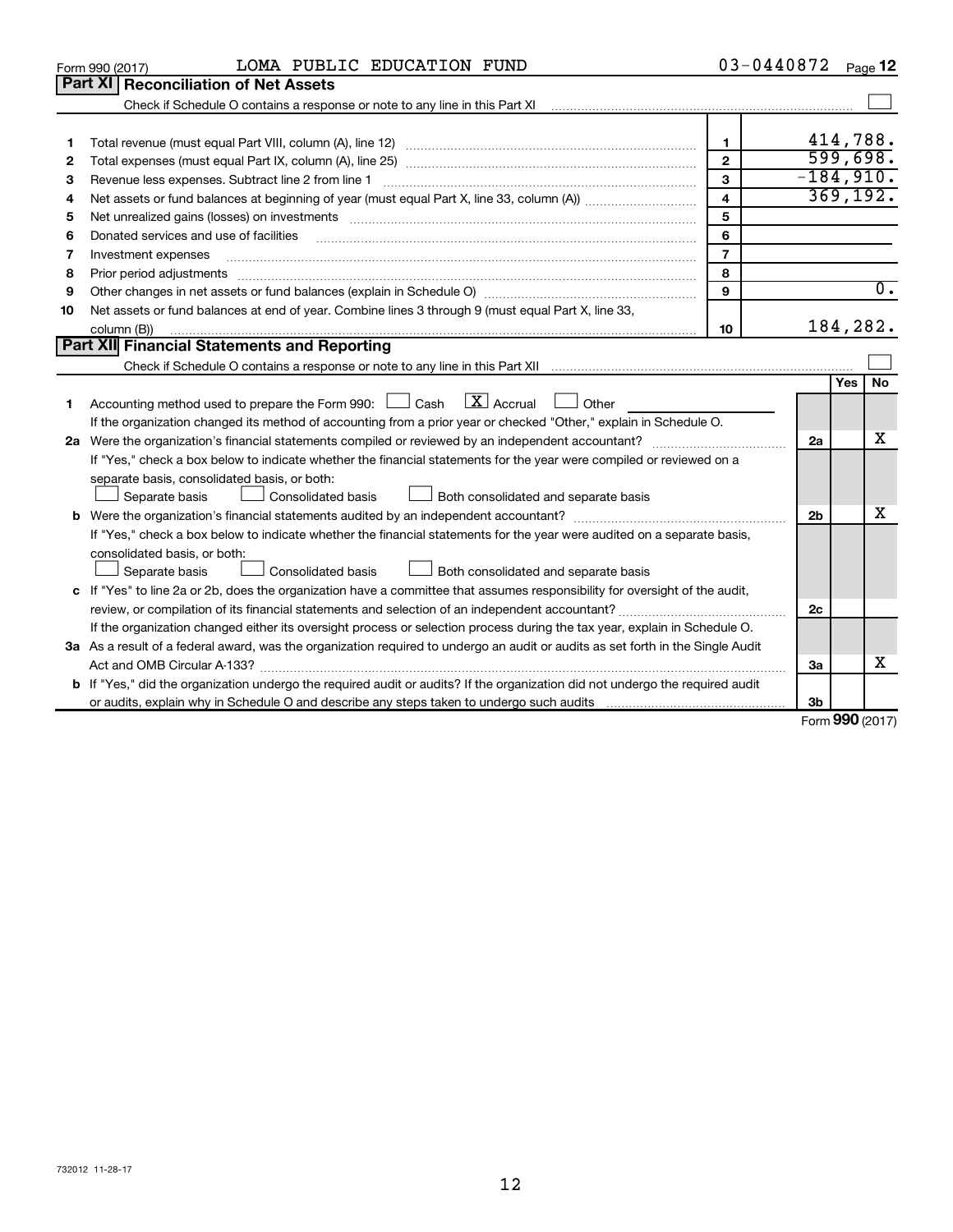Form 990 (2017) LOMA PUBLIC EDUCATION FUND 03-0440872 Page 12

## Part XI Reconciliation of Net Assets

Check if Schedule O contains a response or note to any line in this Part XI ☐

| | | | |
|---|---|---|---|
| 1 | Total revenue (must equal Part VIII, column (A), line 12) | 1 | 414,788. |
| 2 | Total expenses (must equal Part IX, column (A), line 25) | 2 | 599,698. |
| 3 | Revenue less expenses. Subtract line 2 from line 1 | 3 | -184,910. |
| 4 | Net assets or fund balances at beginning of year (must equal Part X, line 33, column (A)) | 4 | 369,192. |
| 5 | Net unrealized gains (losses) on investments | 5 | |
| 6 | Donated services and use of facilities | 6 | |
| 7 | Investment expenses | 7 | |
| 8 | Prior period adjustments | 8 | |
| 9 | Other changes in net assets or fund balances (explain in Schedule O) | 9 | 0. |
| 10 | Net assets or fund balances at end of year. Combine lines 3 through 9 (must equal Part X, line 33, column (B)) | 10 | 184,282. |

## Part XII Financial Statements and Reporting

Check if Schedule O contains a response or note to any line in this Part XII ☐

| | | | Yes | No |
|---|---|---|---|---|
| 1 | Accounting method used to prepare the Form 990: ☐ Cash ☒ Accrual ☐ Other<br>If the organization changed its method of accounting from a prior year or checked "Other," explain in Schedule O. | | | |
| 2a | Were the organization's financial statements compiled or reviewed by an independent accountant? | 2a | | X |
| | If "Yes," check a box below to indicate whether the financial statements for the year were compiled or reviewed on a separate basis, consolidated basis, or both:<br>☐ Separate basis ☐ Consolidated basis ☐ Both consolidated and separate basis | | | |
| b | Were the organization's financial statements audited by an independent accountant? | 2b | | X |
| | If "Yes," check a box below to indicate whether the financial statements for the year were audited on a separate basis, consolidated basis, or both:<br>☐ Separate basis ☐ Consolidated basis ☐ Both consolidated and separate basis | | | |
| c | If "Yes" to line 2a or 2b, does the organization have a committee that assumes responsibility for oversight of the audit, review, or compilation of its financial statements and selection of an independent accountant? | 2c | | |
| | If the organization changed either its oversight process or selection process during the tax year, explain in Schedule O. | | | |
| 3a | As a result of a federal award, was the organization required to undergo an audit or audits as set forth in the Single Audit Act and OMB Circular A-133? | 3a | | X |
| b | If "Yes," did the organization undergo the required audit or audits? If the organization did not undergo the required audit or audits, explain why in Schedule O and describe any steps taken to undergo such audits | 3b | | |

Form **990** (2017)

732012 11-28-17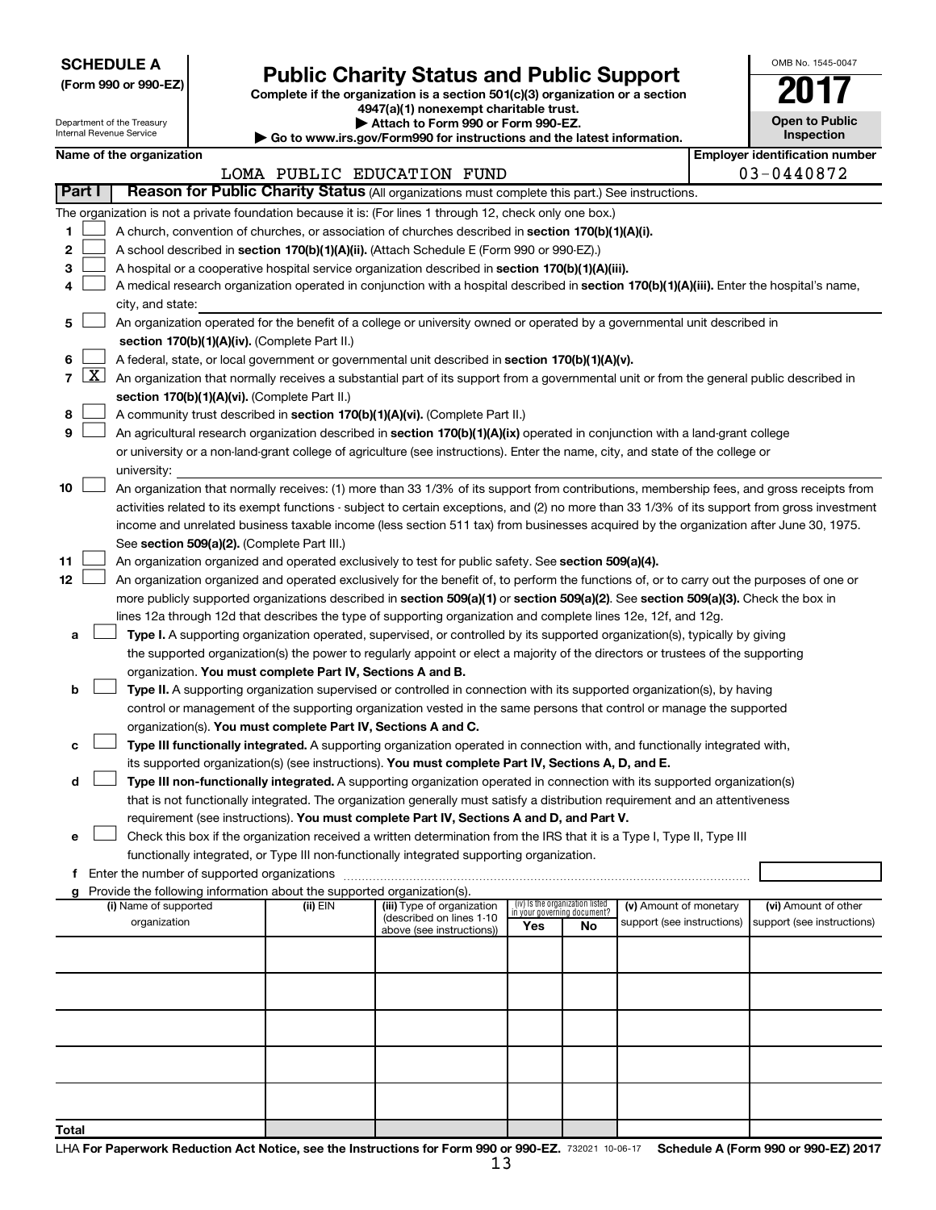**SCHEDULE A**
**(Form 990 or 990-EZ)**

Department of the Treasury
Internal Revenue Service

# Public Charity Status and Public Support

**Complete if the organization is a section 501(c)(3) organization or a section 4947(a)(1) nonexempt charitable trust.**
**▶ Attach to Form 990 or Form 990-EZ.**
**▶ Go to www.irs.gov/Form990 for instructions and the latest information.**

OMB No. 1545-0047
**2017**
**Open to Public Inspection**

**Name of the organization**
LOMA PUBLIC EDUCATION FUND

**Employer identification number**
03-0440872

## Part I — Reason for Public Charity Status (All organizations must complete this part.) See instructions.

The organization is not a private foundation because it is: (For lines 1 through 12, check only one box.)

1. ☐ A church, convention of churches, or association of churches described in **section 170(b)(1)(A)(i).**
2. ☐ A school described in **section 170(b)(1)(A)(ii).** (Attach Schedule E (Form 990 or 990-EZ).)
3. ☐ A hospital or a cooperative hospital service organization described in **section 170(b)(1)(A)(iii).**
4. ☐ A medical research organization operated in conjunction with a hospital described in **section 170(b)(1)(A)(iii).** Enter the hospital's name, city, and state:
5. ☐ An organization operated for the benefit of a college or university owned or operated by a governmental unit described in **section 170(b)(1)(A)(iv).** (Complete Part II.)
6. ☐ A federal, state, or local government or governmental unit described in **section 170(b)(1)(A)(v).**
7. ☒ An organization that normally receives a substantial part of its support from a governmental unit or from the general public described in **section 170(b)(1)(A)(vi).** (Complete Part II.)
8. ☐ A community trust described in **section 170(b)(1)(A)(vi).** (Complete Part II.)
9. ☐ An agricultural research organization described in **section 170(b)(1)(A)(ix)** operated in conjunction with a land-grant college or university or a non-land-grant college of agriculture (see instructions). Enter the name, city, and state of the college or university:
10. ☐ An organization that normally receives: (1) more than 33 1/3% of its support from contributions, membership fees, and gross receipts from activities related to its exempt functions - subject to certain exceptions, and (2) no more than 33 1/3% of its support from gross investment income and unrelated business taxable income (less section 511 tax) from businesses acquired by the organization after June 30, 1975. See **section 509(a)(2).** (Complete Part III.)
11. ☐ An organization organized and operated exclusively to test for public safety. See **section 509(a)(4).**
12. ☐ An organization organized and operated exclusively for the benefit of, to perform the functions of, or to carry out the purposes of one or more publicly supported organizations described in **section 509(a)(1)** or **section 509(a)(2).** See **section 509(a)(3).** Check the box in lines 12a through 12d that describes the type of supporting organization and complete lines 12e, 12f, and 12g.
   - **a** ☐ **Type I.** A supporting organization operated, supervised, or controlled by its supported organization(s), typically by giving the supported organization(s) the power to regularly appoint or elect a majority of the directors or trustees of the supporting organization. **You must complete Part IV, Sections A and B.**
   - **b** ☐ **Type II.** A supporting organization supervised or controlled in connection with its supported organization(s), by having control or management of the supporting organization vested in the same persons that control or manage the supported organization(s). **You must complete Part IV, Sections A and C.**
   - **c** ☐ **Type III functionally integrated.** A supporting organization operated in connection with, and functionally integrated with, its supported organization(s) (see instructions). **You must complete Part IV, Sections A, D, and E.**
   - **d** ☐ **Type III non-functionally integrated.** A supporting organization operated in connection with its supported organization(s) that is not functionally integrated. The organization generally must satisfy a distribution requirement and an attentiveness requirement (see instructions). **You must complete Part IV, Sections A and D, and Part V.**
   - **e** ☐ Check this box if the organization received a written determination from the IRS that it is a Type I, Type II, Type III functionally integrated, or Type III non-functionally integrated supporting organization.
   - **f** Enter the number of supported organizations
   - **g** Provide the following information about the supported organization(s).

| (i) Name of supported organization | (ii) EIN | (iii) Type of organization (described on lines 1-10 above (see instructions)) | (iv) Is the organization listed in your governing document? Yes | No | (v) Amount of monetary support (see instructions) | (vi) Amount of other support (see instructions) |
|---|---|---|---|---|---|---|
| | | | | | | |
| | | | | | | |
| | | | | | | |
| | | | | | | |
| | | | | | | |
| **Total** | | | | | | |

LHA **For Paperwork Reduction Act Notice, see the Instructions for Form 990 or 990-EZ.** 732021 10-06-17 **Schedule A (Form 990 or 990-EZ) 2017**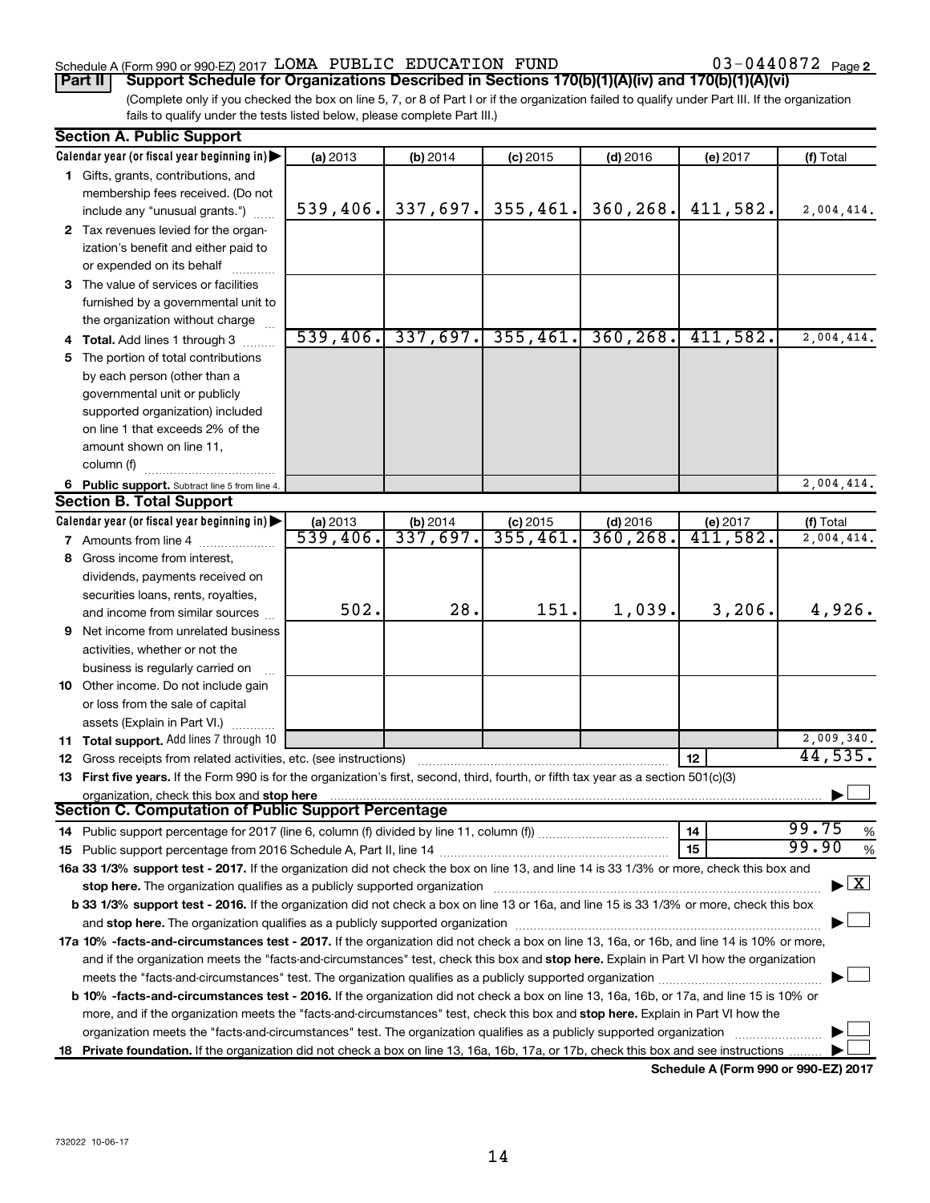Schedule A (Form 990 or 990-EZ) 2017 LOMA PUBLIC EDUCATION FUND 03-0440872 Page 2

**Part II** **Support Schedule for Organizations Described in Sections 170(b)(1)(A)(iv) and 170(b)(1)(A)(vi)**

(Complete only if you checked the box on line 5, 7, or 8 of Part I or if the organization failed to qualify under Part III. If the organization fails to qualify under the tests listed below, please complete Part III.)

### Section A. Public Support

| Calendar year (or fiscal year beginning in) ▶ | (a) 2013 | (b) 2014 | (c) 2015 | (d) 2016 | (e) 2017 | (f) Total |
|---|---|---|---|---|---|---|
| **1** Gifts, grants, contributions, and membership fees received. (Do not include any "unusual grants.") | 539,406. | 337,697. | 355,461. | 360,268. | 411,582. | 2,004,414. |
| **2** Tax revenues levied for the organization's benefit and either paid to or expended on its behalf | | | | | | |
| **3** The value of services or facilities furnished by a governmental unit to the organization without charge | | | | | | |
| **4 Total.** Add lines 1 through 3 | 539,406. | 337,697. | 355,461. | 360,268. | 411,582. | 2,004,414. |
| **5** The portion of total contributions by each person (other than a governmental unit or publicly supported organization) included on line 1 that exceeds 2% of the amount shown on line 11, column (f) | | | | | | |
| **6 Public support.** Subtract line 5 from line 4. | | | | | | 2,004,414. |

### Section B. Total Support

| Calendar year (or fiscal year beginning in) ▶ | (a) 2013 | (b) 2014 | (c) 2015 | (d) 2016 | (e) 2017 | (f) Total |
|---|---|---|---|---|---|---|
| **7** Amounts from line 4 | 539,406. | 337,697. | 355,461. | 360,268. | 411,582. | 2,004,414. |
| **8** Gross income from interest, dividends, payments received on securities loans, rents, royalties, and income from similar sources | 502. | 28. | 151. | 1,039. | 3,206. | 4,926. |
| **9** Net income from unrelated business activities, whether or not the business is regularly carried on | | | | | | |
| **10** Other income. Do not include gain or loss from the sale of capital assets (Explain in Part VI.) | | | | | | |
| **11 Total support.** Add lines 7 through 10 | | | | | | 2,009,340. |

**12** Gross receipts from related activities, etc. (see instructions) **12** 44,535.

**13 First five years.** If the Form 990 is for the organization's first, second, third, fourth, or fifth tax year as a section 501(c)(3) organization, check this box and **stop here** ☐

### Section C. Computation of Public Support Percentage

**14** Public support percentage for 2017 (line 6, column (f) divided by line 11, column (f)) **14** 99.75 %

**15** Public support percentage from 2016 Schedule A, Part II, line 14 **15** 99.90 %

**16a 33 1/3% support test - 2017.** If the organization did not check the box on line 13, and line 14 is 33 1/3% or more, check this box and **stop here.** The organization qualifies as a publicly supported organization ☒

**b 33 1/3% support test - 2016.** If the organization did not check a box on line 13 or 16a, and line 15 is 33 1/3% or more, check this box and **stop here.** The organization qualifies as a publicly supported organization ☐

**17a 10% -facts-and-circumstances test - 2017.** If the organization did not check a box on line 13, 16a, or 16b, and line 14 is 10% or more, and if the organization meets the "facts-and-circumstances" test, check this box and **stop here.** Explain in Part VI how the organization meets the "facts-and-circumstances" test. The organization qualifies as a publicly supported organization ☐

**b 10% -facts-and-circumstances test - 2016.** If the organization did not check a box on line 13, 16a, 16b, or 17a, and line 15 is 10% or more, and if the organization meets the "facts-and-circumstances" test, check this box and **stop here.** Explain in Part VI how the organization meets the "facts-and-circumstances" test. The organization qualifies as a publicly supported organization ☐

**18 Private foundation.** If the organization did not check a box on line 13, 16a, 16b, 17a, or 17b, check this box and see instructions ☐

**Schedule A (Form 990 or 990-EZ) 2017**

732022 10-06-17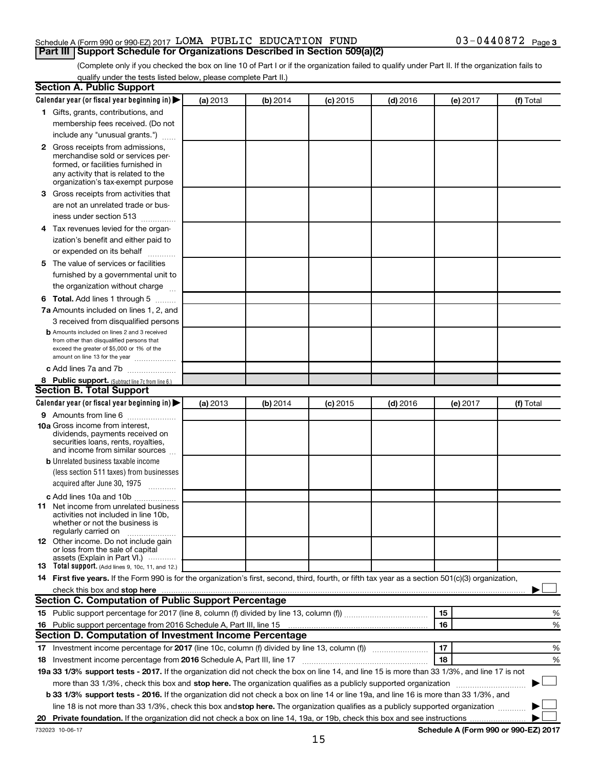Schedule A (Form 990 or 990-EZ) 2017 LOMA PUBLIC EDUCATION FUND 03-0440872 Page 3

## Part III Support Schedule for Organizations Described in Section 509(a)(2)

(Complete only if you checked the box on line 10 of Part I or if the organization failed to qualify under Part II. If the organization fails to qualify under the tests listed below, please complete Part II.)

### Section A. Public Support

| Calendar year (or fiscal year beginning in) ▶ | (a) 2013 | (b) 2014 | (c) 2015 | (d) 2016 | (e) 2017 | (f) Total |
|---|---|---|---|---|---|---|
| **1** Gifts, grants, contributions, and membership fees received. (Do not include any "unusual grants.") | | | | | | |
| **2** Gross receipts from admissions, merchandise sold or services performed, or facilities furnished in any activity that is related to the organization's tax-exempt purpose | | | | | | |
| **3** Gross receipts from activities that are not an unrelated trade or business under section 513 | | | | | | |
| **4** Tax revenues levied for the organization's benefit and either paid to or expended on its behalf | | | | | | |
| **5** The value of services or facilities furnished by a governmental unit to the organization without charge | | | | | | |
| **6 Total.** Add lines 1 through 5 | | | | | | |
| **7a** Amounts included on lines 1, 2, and 3 received from disqualified persons | | | | | | |
| **b** Amounts included on lines 2 and 3 received from other than disqualified persons that exceed the greater of $5,000 or 1% of the amount on line 13 for the year | | | | | | |
| **c** Add lines 7a and 7b | | | | | | |
| **8 Public support.** (Subtract line 7c from line 6.) | | | | | | |

### Section B. Total Support

| Calendar year (or fiscal year beginning in) ▶ | (a) 2013 | (b) 2014 | (c) 2015 | (d) 2016 | (e) 2017 | (f) Total |
|---|---|---|---|---|---|---|
| **9** Amounts from line 6 | | | | | | |
| **10a** Gross income from interest, dividends, payments received on securities loans, rents, royalties, and income from similar sources | | | | | | |
| **b** Unrelated business taxable income (less section 511 taxes) from businesses acquired after June 30, 1975 | | | | | | |
| **c** Add lines 10a and 10b | | | | | | |
| **11** Net income from unrelated business activities not included in line 10b, whether or not the business is regularly carried on | | | | | | |
| **12** Other income. Do not include gain or loss from the sale of capital assets (Explain in Part VI.) | | | | | | |
| **13 Total support.** (Add lines 9, 10c, 11, and 12.) | | | | | | |

**14 First five years.** If the Form 990 is for the organization's first, second, third, fourth, or fifth tax year as a section 501(c)(3) organization, check this box and **stop here** ▶ ☐

### Section C. Computation of Public Support Percentage

| | | | |
|---|---|---|---|
| **15** | Public support percentage for 2017 (line 8, column (f) divided by line 13, column (f)) | 15 | % |
| **16** | Public support percentage from 2016 Schedule A, Part III, line 15 | 16 | % |

### Section D. Computation of Investment Income Percentage

| | | | |
|---|---|---|---|
| **17** | Investment income percentage for **2017** (line 10c, column (f) divided by line 13, column (f)) | 17 | % |
| **18** | Investment income percentage from **2016** Schedule A, Part III, line 17 | 18 | % |

**19a 33 1/3% support tests - 2017.** If the organization did not check the box on line 14, and line 15 is more than 33 1/3%, and line 17 is not more than 33 1/3%, check this box and **stop here.** The organization qualifies as a publicly supported organization ▶ ☐

**b 33 1/3% support tests - 2016.** If the organization did not check a box on line 14 or line 19a, and line 16 is more than 33 1/3%, and line 18 is not more than 33 1/3%, check this box and **stop here.** The organization qualifies as a publicly supported organization ▶ ☐

**20 Private foundation.** If the organization did not check a box on line 14, 19a, or 19b, check this box and see instructions ▶ ☐

732023 10-06-17

**Schedule A (Form 990 or 990-EZ) 2017**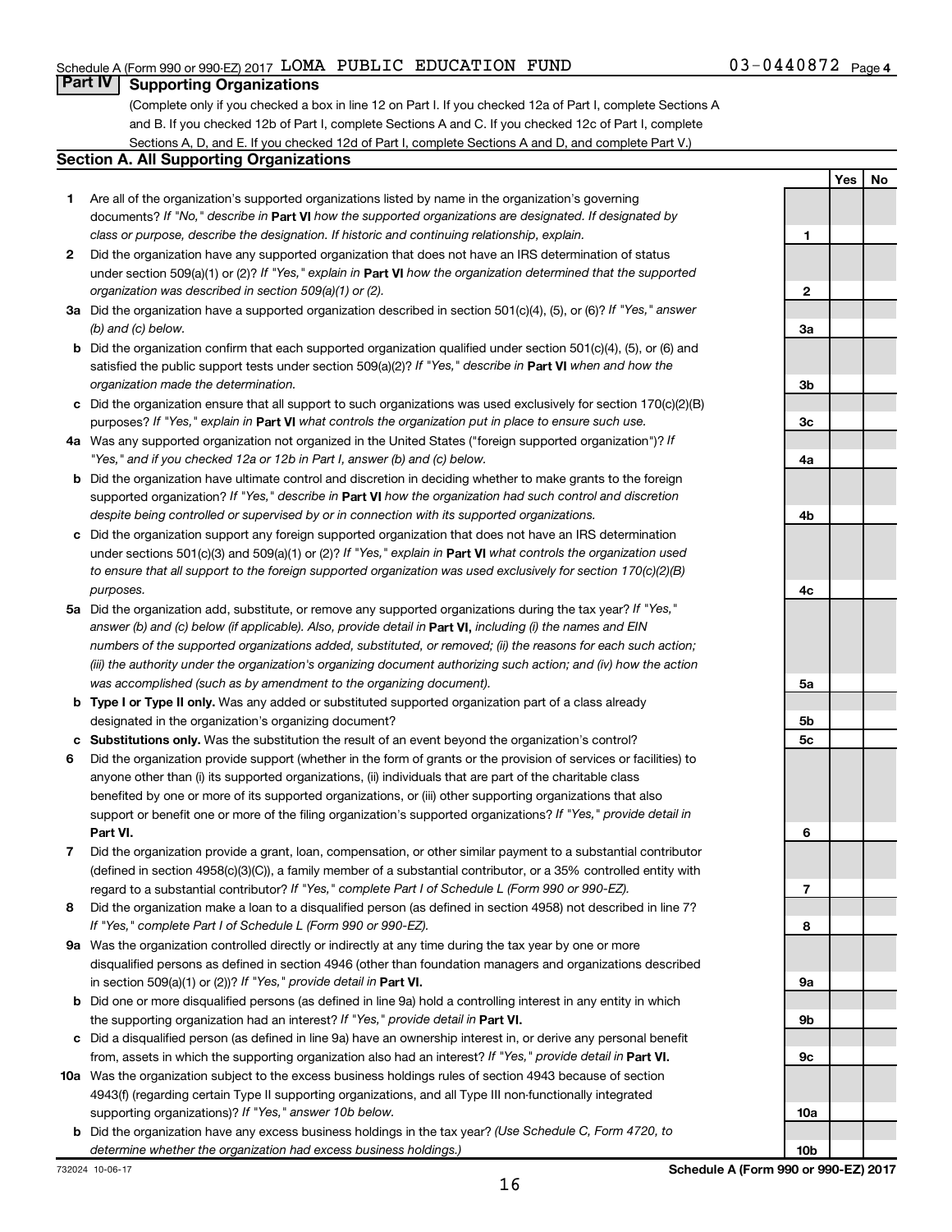Schedule A (Form 990 or 990-EZ) 2017 LOMA PUBLIC EDUCATION FUND 03-0440872 Page 4

## Part IV Supporting Organizations

(Complete only if you checked a box in line 12 on Part I. If you checked 12a of Part I, complete Sections A and B. If you checked 12b of Part I, complete Sections A and C. If you checked 12c of Part I, complete Sections A, D, and E. If you checked 12d of Part I, complete Sections A and D, and complete Part V.)

### Section A. All Supporting Organizations

| | | Line | Yes | No |
|---|---|---|---|---|
| **1** | Are all of the organization's supported organizations listed by name in the organization's governing documents? *If "No," describe in* **Part VI** *how the supported organizations are designated. If designated by class or purpose, describe the designation. If historic and continuing relationship, explain.* | 1 | | |
| **2** | Did the organization have any supported organization that does not have an IRS determination of status under section 509(a)(1) or (2)? *If "Yes," explain in* **Part VI** *how the organization determined that the supported organization was described in section 509(a)(1) or (2).* | 2 | | |
| **3a** | Did the organization have a supported organization described in section 501(c)(4), (5), or (6)? *If "Yes," answer (b) and (c) below.* | 3a | | |
| **b** | Did the organization confirm that each supported organization qualified under section 501(c)(4), (5), or (6) and satisfied the public support tests under section 509(a)(2)? *If "Yes," describe in* **Part VI** *when and how the organization made the determination.* | 3b | | |
| **c** | Did the organization ensure that all support to such organizations was used exclusively for section 170(c)(2)(B) purposes? *If "Yes," explain in* **Part VI** *what controls the organization put in place to ensure such use.* | 3c | | |
| **4a** | Was any supported organization not organized in the United States ("foreign supported organization")? *If "Yes," and if you checked 12a or 12b in Part I, answer (b) and (c) below.* | 4a | | |
| **b** | Did the organization have ultimate control and discretion in deciding whether to make grants to the foreign supported organization? *If "Yes," describe in* **Part VI** *how the organization had such control and discretion despite being controlled or supervised by or in connection with its supported organizations.* | 4b | | |
| **c** | Did the organization support any foreign supported organization that does not have an IRS determination under sections 501(c)(3) and 509(a)(1) or (2)? *If "Yes," explain in* **Part VI** *what controls the organization used to ensure that all support to the foreign supported organization was used exclusively for section 170(c)(2)(B) purposes.* | 4c | | |
| **5a** | Did the organization add, substitute, or remove any supported organizations during the tax year? *If "Yes," answer (b) and (c) below (if applicable). Also, provide detail in* **Part VI,** *including (i) the names and EIN numbers of the supported organizations added, substituted, or removed; (ii) the reasons for each such action; (iii) the authority under the organization's organizing document authorizing such action; and (iv) how the action was accomplished (such as by amendment to the organizing document).* | 5a | | |
| **b** | **Type I or Type II only.** Was any added or substituted supported organization part of a class already designated in the organization's organizing document? | 5b | | |
| **c** | **Substitutions only.** Was the substitution the result of an event beyond the organization's control? | 5c | | |
| **6** | Did the organization provide support (whether in the form of grants or the provision of services or facilities) to anyone other than (i) its supported organizations, (ii) individuals that are part of the charitable class benefited by one or more of its supported organizations, or (iii) other supporting organizations that also support or benefit one or more of the filing organization's supported organizations? *If "Yes," provide detail in* **Part VI.** | 6 | | |
| **7** | Did the organization provide a grant, loan, compensation, or other similar payment to a substantial contributor (defined in section 4958(c)(3)(C)), a family member of a substantial contributor, or a 35% controlled entity with regard to a substantial contributor? *If "Yes," complete Part I of Schedule L (Form 990 or 990-EZ).* | 7 | | |
| **8** | Did the organization make a loan to a disqualified person (as defined in section 4958) not described in line 7? *If "Yes," complete Part I of Schedule L (Form 990 or 990-EZ).* | 8 | | |
| **9a** | Was the organization controlled directly or indirectly at any time during the tax year by one or more disqualified persons as defined in section 4946 (other than foundation managers and organizations described in section 509(a)(1) or (2))? *If "Yes," provide detail in* **Part VI.** | 9a | | |
| **b** | Did one or more disqualified persons (as defined in line 9a) hold a controlling interest in any entity in which the supporting organization had an interest? *If "Yes," provide detail in* **Part VI.** | 9b | | |
| **c** | Did a disqualified person (as defined in line 9a) have an ownership interest in, or derive any personal benefit from, assets in which the supporting organization also had an interest? *If "Yes," provide detail in* **Part VI.** | 9c | | |
| **10a** | Was the organization subject to the excess business holdings rules of section 4943 because of section 4943(f) (regarding certain Type II supporting organizations, and all Type III non-functionally integrated supporting organizations)? *If "Yes," answer 10b below.* | 10a | | |
| **b** | Did the organization have any excess business holdings in the tax year? *(Use Schedule C, Form 4720, to determine whether the organization had excess business holdings.)* | 10b | | |

732024 10-06-17 **Schedule A (Form 990 or 990-EZ) 2017**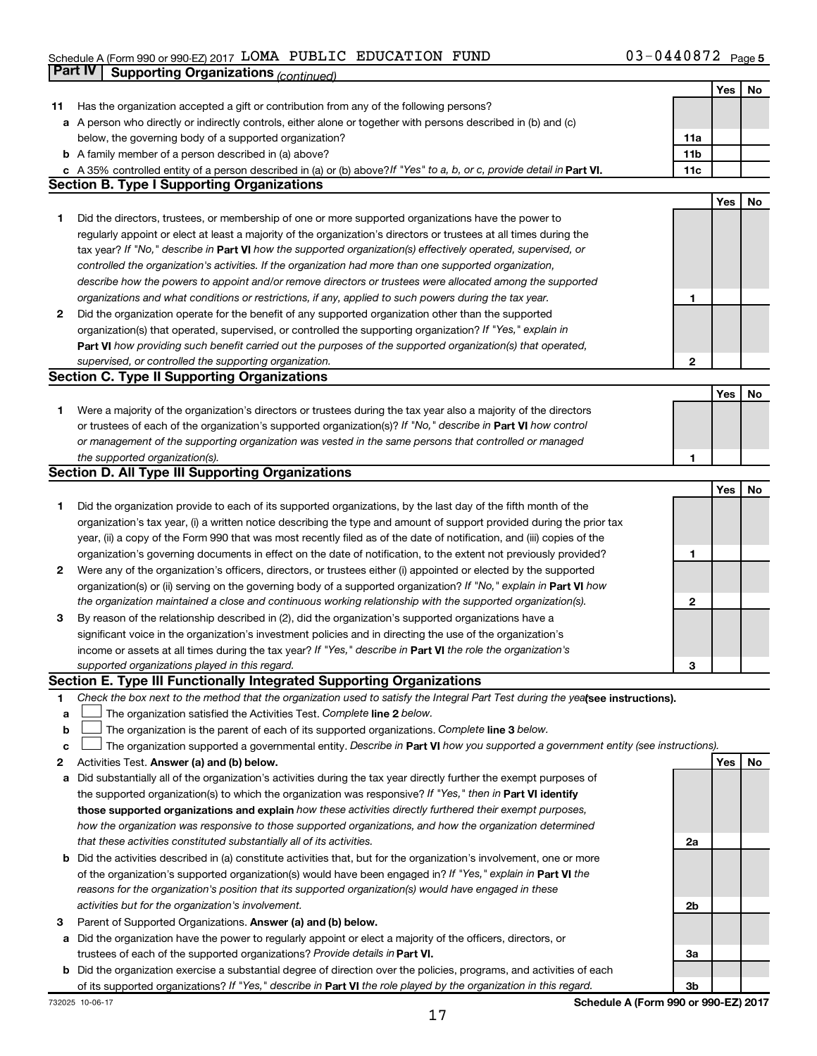Schedule A (Form 990 or 990-EZ) 2017 LOMA PUBLIC EDUCATION FUND 03-0440872 Page 5

## Part IV Supporting Organizations *(continued)*

| | | | Yes | No |
|---|---|---|---|---|
| **11** | Has the organization accepted a gift or contribution from any of the following persons? | | | |
| **a** | A person who directly or indirectly controls, either alone or together with persons described in (b) and (c) below, the governing body of a supported organization? | **11a** | | |
| **b** | A family member of a person described in (a) above? | **11b** | | |
| **c** | A 35% controlled entity of a person described in (a) or (b) above? *If "Yes" to a, b, or c, provide detail in* **Part VI.** | **11c** | | |

### Section B. Type I Supporting Organizations

| | | | Yes | No |
|---|---|---|---|---|
| **1** | Did the directors, trustees, or membership of one or more supported organizations have the power to regularly appoint or elect at least a majority of the organization's directors or trustees at all times during the tax year? *If "No," describe in* **Part VI** *how the supported organization(s) effectively operated, supervised, or controlled the organization's activities. If the organization had more than one supported organization, describe how the powers to appoint and/or remove directors or trustees were allocated among the supported organizations and what conditions or restrictions, if any, applied to such powers during the tax year.* | **1** | | |
| **2** | Did the organization operate for the benefit of any supported organization other than the supported organization(s) that operated, supervised, or controlled the supporting organization? *If "Yes," explain in* **Part VI** *how providing such benefit carried out the purposes of the supported organization(s) that operated, supervised, or controlled the supporting organization.* | **2** | | |

### Section C. Type II Supporting Organizations

| | | | Yes | No |
|---|---|---|---|---|
| **1** | Were a majority of the organization's directors or trustees during the tax year also a majority of the directors or trustees of each of the organization's supported organization(s)? *If "No," describe in* **Part VI** *how control or management of the supporting organization was vested in the same persons that controlled or managed the supported organization(s).* | **1** | | |

### Section D. All Type III Supporting Organizations

| | | | Yes | No |
|---|---|---|---|---|
| **1** | Did the organization provide to each of its supported organizations, by the last day of the fifth month of the organization's tax year, (i) a written notice describing the type and amount of support provided during the prior tax year, (ii) a copy of the Form 990 that was most recently filed as of the date of notification, and (iii) copies of the organization's governing documents in effect on the date of notification, to the extent not previously provided? | **1** | | |
| **2** | Were any of the organization's officers, directors, or trustees either (i) appointed or elected by the supported organization(s) or (ii) serving on the governing body of a supported organization? *If "No," explain in* **Part VI** *how the organization maintained a close and continuous working relationship with the supported organization(s).* | **2** | | |
| **3** | By reason of the relationship described in (2), did the organization's supported organizations have a significant voice in the organization's investment policies and in directing the use of the organization's income or assets at all times during the tax year? *If "Yes," describe in* **Part VI** *the role the organization's supported organizations played in this regard.* | **3** | | |

### Section E. Type III Functionally Integrated Supporting Organizations

**1** *Check the box next to the method that the organization used to satisfy the Integral Part Test during the year* **(see instructions).**

**a** ☐ The organization satisfied the Activities Test. *Complete* **line 2** *below.*

**b** ☐ The organization is the parent of each of its supported organizations. *Complete* **line 3** *below.*

**c** ☐ The organization supported a governmental entity. *Describe in* **Part VI** *how you supported a government entity (see instructions).*

| | | | Yes | No |
|---|---|---|---|---|
| **2** | Activities Test. **Answer (a) and (b) below.** | | | |
| **a** | Did substantially all of the organization's activities during the tax year directly further the exempt purposes of the supported organization(s) to which the organization was responsive? *If "Yes," then in* **Part VI identify those supported organizations and explain** *how these activities directly furthered their exempt purposes, how the organization was responsive to those supported organizations, and how the organization determined that these activities constituted substantially all of its activities.* | **2a** | | |
| **b** | Did the activities described in (a) constitute activities that, but for the organization's involvement, one or more of the organization's supported organization(s) would have been engaged in? *If "Yes," explain in* **Part VI** *the reasons for the organization's position that its supported organization(s) would have engaged in these activities but for the organization's involvement.* | **2b** | | |
| **3** | Parent of Supported Organizations. **Answer (a) and (b) below.** | | | |
| **a** | Did the organization have the power to regularly appoint or elect a majority of the officers, directors, or trustees of each of the supported organizations? *Provide details in* **Part VI.** | **3a** | | |
| **b** | Did the organization exercise a substantial degree of direction over the policies, programs, and activities of each of its supported organizations? *If "Yes," describe in* **Part VI** *the role played by the organization in this regard.* | **3b** | | |

732025 10-06-17 **Schedule A (Form 990 or 990-EZ) 2017**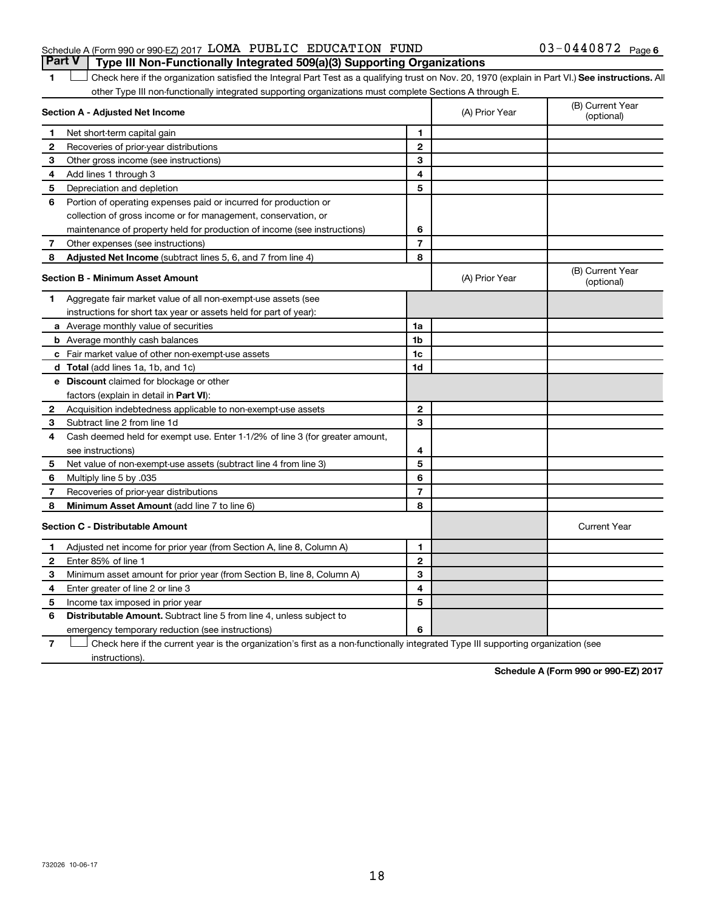Schedule A (Form 990 or 990-EZ) 2017 LOMA PUBLIC EDUCATION FUND 03-0440872 Page 6

## Part V Type III Non-Functionally Integrated 509(a)(3) Supporting Organizations

**1** ☐ Check here if the organization satisfied the Integral Part Test as a qualifying trust on Nov. 20, 1970 (explain in Part VI.) **See instructions.** All other Type III non-functionally integrated supporting organizations must complete Sections A through E.

| **Section A - Adjusted Net Income** | | | (A) Prior Year | (B) Current Year (optional) |
|---|---|---|---|---|
| 1 | Net short-term capital gain | 1 | | |
| 2 | Recoveries of prior-year distributions | 2 | | |
| 3 | Other gross income (see instructions) | 3 | | |
| 4 | Add lines 1 through 3 | 4 | | |
| 5 | Depreciation and depletion | 5 | | |
| 6 | Portion of operating expenses paid or incurred for production or collection of gross income or for management, conservation, or maintenance of property held for production of income (see instructions) | 6 | | |
| 7 | Other expenses (see instructions) | 7 | | |
| 8 | **Adjusted Net Income** (subtract lines 5, 6, and 7 from line 4) | 8 | | |

| **Section B - Minimum Asset Amount** | | | (A) Prior Year | (B) Current Year (optional) |
|---|---|---|---|---|
| 1 | Aggregate fair market value of all non-exempt-use assets (see instructions for short tax year or assets held for part of year): | | | |
| a | Average monthly value of securities | 1a | | |
| b | Average monthly cash balances | 1b | | |
| c | Fair market value of other non-exempt-use assets | 1c | | |
| d | **Total** (add lines 1a, 1b, and 1c) | 1d | | |
| e | **Discount** claimed for blockage or other factors (explain in detail in **Part VI**): | | | |
| 2 | Acquisition indebtedness applicable to non-exempt-use assets | 2 | | |
| 3 | Subtract line 2 from line 1d | 3 | | |
| 4 | Cash deemed held for exempt use. Enter 1-1/2% of line 3 (for greater amount, see instructions) | 4 | | |
| 5 | Net value of non-exempt-use assets (subtract line 4 from line 3) | 5 | | |
| 6 | Multiply line 5 by .035 | 6 | | |
| 7 | Recoveries of prior-year distributions | 7 | | |
| 8 | **Minimum Asset Amount** (add line 7 to line 6) | 8 | | |

| **Section C - Distributable Amount** | | | | Current Year |
|---|---|---|---|---|
| 1 | Adjusted net income for prior year (from Section A, line 8, Column A) | 1 | | |
| 2 | Enter 85% of line 1 | 2 | | |
| 3 | Minimum asset amount for prior year (from Section B, line 8, Column A) | 3 | | |
| 4 | Enter greater of line 2 or line 3 | 4 | | |
| 5 | Income tax imposed in prior year | 5 | | |
| 6 | **Distributable Amount.** Subtract line 5 from line 4, unless subject to emergency temporary reduction (see instructions) | 6 | | |

**7** ☐ Check here if the current year is the organization's first as a non-functionally integrated Type III supporting organization (see instructions).

**Schedule A (Form 990 or 990-EZ) 2017**

732026 10-06-17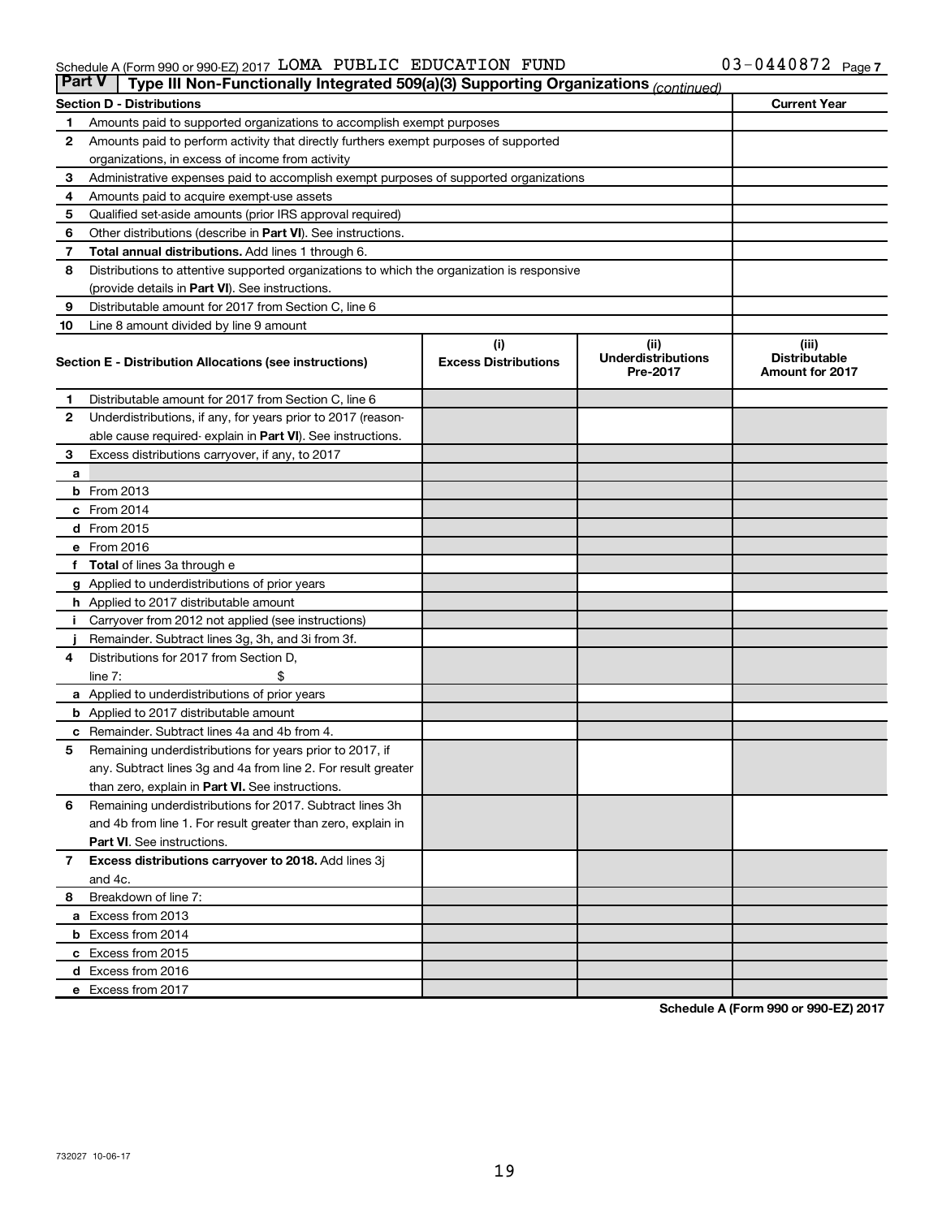Schedule A (Form 990 or 990-EZ) 2017 LOMA PUBLIC EDUCATION FUND 03-0440872 Page 7

## Part V | Type III Non-Functionally Integrated 509(a)(3) Supporting Organizations *(continued)*

| Section D - Distributions | | Current Year |
|---|---|---|
| 1 | Amounts paid to supported organizations to accomplish exempt purposes | |
| 2 | Amounts paid to perform activity that directly furthers exempt purposes of supported organizations, in excess of income from activity | |
| 3 | Administrative expenses paid to accomplish exempt purposes of supported organizations | |
| 4 | Amounts paid to acquire exempt-use assets | |
| 5 | Qualified set-aside amounts (prior IRS approval required) | |
| 6 | Other distributions (describe in **Part VI**). See instructions. | |
| 7 | **Total annual distributions.** Add lines 1 through 6. | |
| 8 | Distributions to attentive supported organizations to which the organization is responsive (provide details in **Part VI**). See instructions. | |
| 9 | Distributable amount for 2017 from Section C, line 6 | |
| 10 | Line 8 amount divided by line 9 amount | |

| | Section E - Distribution Allocations (see instructions) | (i) Excess Distributions | (ii) Underdistributions Pre-2017 | (iii) Distributable Amount for 2017 |
|---|---|---|---|---|
| 1 | Distributable amount for 2017 from Section C, line 6 | | | |
| 2 | Underdistributions, if any, for years prior to 2017 (reasonable cause required- explain in **Part VI**). See instructions. | | | |
| 3 | Excess distributions carryover, if any, to 2017 | | | |
| a | | | | |
| b | From 2013 | | | |
| c | From 2014 | | | |
| d | From 2015 | | | |
| e | From 2016 | | | |
| f | **Total** of lines 3a through e | | | |
| g | Applied to underdistributions of prior years | | | |
| h | Applied to 2017 distributable amount | | | |
| i | Carryover from 2012 not applied (see instructions) | | | |
| j | Remainder. Subtract lines 3g, 3h, and 3i from 3f. | | | |
| 4 | Distributions for 2017 from Section D, line 7: $ | | | |
| a | Applied to underdistributions of prior years | | | |
| b | Applied to 2017 distributable amount | | | |
| c | Remainder. Subtract lines 4a and 4b from 4. | | | |
| 5 | Remaining underdistributions for years prior to 2017, if any. Subtract lines 3g and 4a from line 2. For result greater than zero, explain in **Part VI.** See instructions. | | | |
| 6 | Remaining underdistributions for 2017. Subtract lines 3h and 4b from line 1. For result greater than zero, explain in **Part VI**. See instructions. | | | |
| 7 | **Excess distributions carryover to 2018.** Add lines 3j and 4c. | | | |
| 8 | Breakdown of line 7: | | | |
| a | Excess from 2013 | | | |
| b | Excess from 2014 | | | |
| c | Excess from 2015 | | | |
| d | Excess from 2016 | | | |
| e | Excess from 2017 | | | |

**Schedule A (Form 990 or 990-EZ) 2017**

732027 10-06-17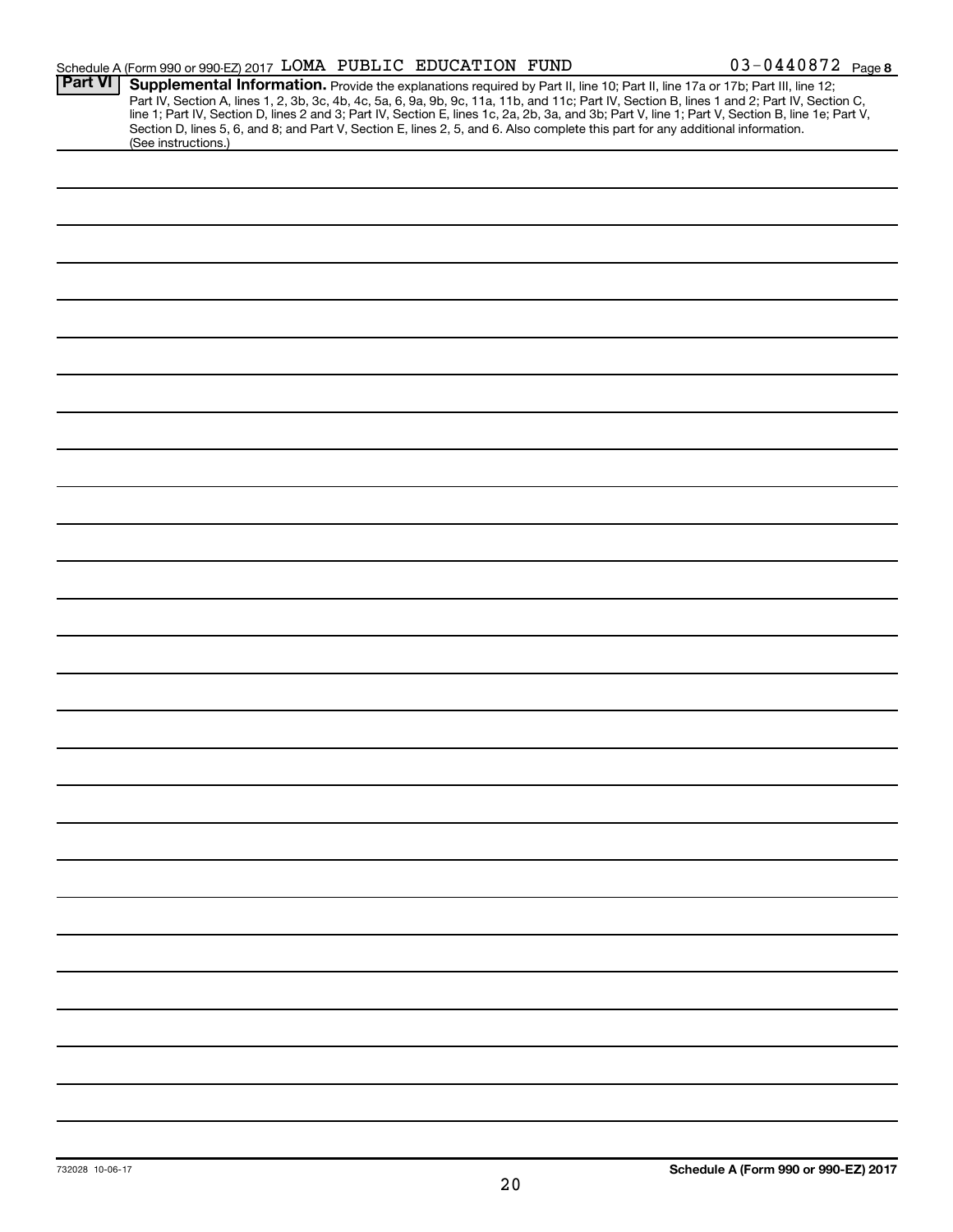Schedule A (Form 990 or 990-EZ) 2017 LOMA PUBLIC EDUCATION FUND 03-0440872 Page 8

**Part VI** **Supplemental Information.** Provide the explanations required by Part II, line 10; Part II, line 17a or 17b; Part III, line 12; Part IV, Section A, lines 1, 2, 3b, 3c, 4b, 4c, 5a, 6, 9a, 9b, 9c, 11a, 11b, and 11c; Part IV, Section B, lines 1 and 2; Part IV, Section C, line 1; Part IV, Section D, lines 2 and 3; Part IV, Section E, lines 1c, 2a, 2b, 3a, and 3b; Part V, line 1; Part V, Section B, line 1e; Part V, Section D, lines 5, 6, and 8; and Part V, Section E, lines 2, 5, and 6. Also complete this part for any additional information. (See instructions.)

732028 10-06-17

**Schedule A (Form 990 or 990-EZ) 2017**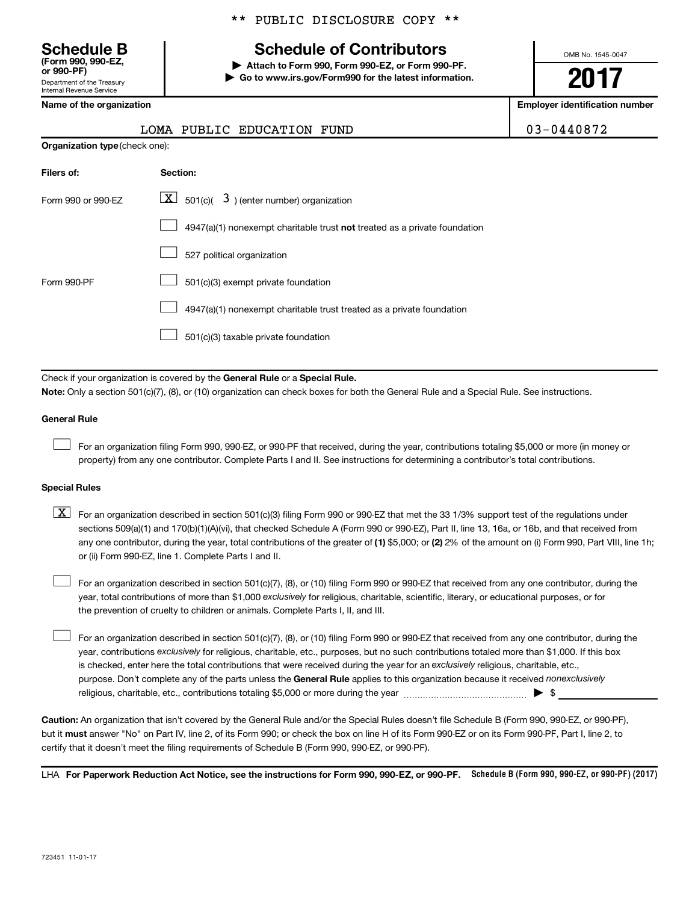** PUBLIC DISCLOSURE COPY **

**Schedule B**
**(Form 990, 990-EZ, or 990-PF)**
Department of the Treasury
Internal Revenue Service

# Schedule of Contributors

**▶ Attach to Form 990, Form 990-EZ, or Form 990-PF.**
**▶ Go to www.irs.gov/Form990 for the latest information.**

OMB No. 1545-0047

**2017**

| Name of the organization | Employer identification number |
|---|---|
| LOMA PUBLIC EDUCATION FUND | 03-0440872 |

**Organization type** (check one):

| Filers of: | Section: |
|---|---|
| Form 990 or 990-EZ | [X] 501(c)( 3 ) (enter number) organization |
| | [ ] 4947(a)(1) nonexempt charitable trust **not** treated as a private foundation |
| | [ ] 527 political organization |
| Form 990-PF | [ ] 501(c)(3) exempt private foundation |
| | [ ] 4947(a)(1) nonexempt charitable trust treated as a private foundation |
| | [ ] 501(c)(3) taxable private foundation |

Check if your organization is covered by the **General Rule** or a **Special Rule.**

**Note:** Only a section 501(c)(7), (8), or (10) organization can check boxes for both the General Rule and a Special Rule. See instructions.

**General Rule**

[ ] For an organization filing Form 990, 990-EZ, or 990-PF that received, during the year, contributions totaling $5,000 or more (in money or property) from any one contributor. Complete Parts I and II. See instructions for determining a contributor's total contributions.

**Special Rules**

[X] For an organization described in section 501(c)(3) filing Form 990 or 990-EZ that met the 33 1/3% support test of the regulations under sections 509(a)(1) and 170(b)(1)(A)(vi), that checked Schedule A (Form 990 or 990-EZ), Part II, line 13, 16a, or 16b, and that received from any one contributor, during the year, total contributions of the greater of **(1)** $5,000; or **(2)** 2% of the amount on (i) Form 990, Part VIII, line 1h; or (ii) Form 990-EZ, line 1. Complete Parts I and II.

[ ] For an organization described in section 501(c)(7), (8), or (10) filing Form 990 or 990-EZ that received from any one contributor, during the year, total contributions of more than $1,000 *exclusively* for religious, charitable, scientific, literary, or educational purposes, or for the prevention of cruelty to children or animals. Complete Parts I, II, and III.

[ ] For an organization described in section 501(c)(7), (8), or (10) filing Form 990 or 990-EZ that received from any one contributor, during the year, contributions *exclusively* for religious, charitable, etc., purposes, but no such contributions totaled more than $1,000. If this box is checked, enter here the total contributions that were received during the year for an *exclusively* religious, charitable, etc., purpose. Don't complete any of the parts unless the **General Rule** applies to this organization because it received *nonexclusively* religious, charitable, etc., contributions totaling $5,000 or more during the year ▶ $ ____________

**Caution:** An organization that isn't covered by the General Rule and/or the Special Rules doesn't file Schedule B (Form 990, 990-EZ, or 990-PF), but it **must** answer "No" on Part IV, line 2, of its Form 990; or check the box on line H of its Form 990-EZ or on its Form 990-PF, Part I, line 2, to certify that it doesn't meet the filing requirements of Schedule B (Form 990, 990-EZ, or 990-PF).

LHA **For Paperwork Reduction Act Notice, see the instructions for Form 990, 990-EZ, or 990-PF.** **Schedule B (Form 990, 990-EZ, or 990-PF) (2017)**

723451 11-01-17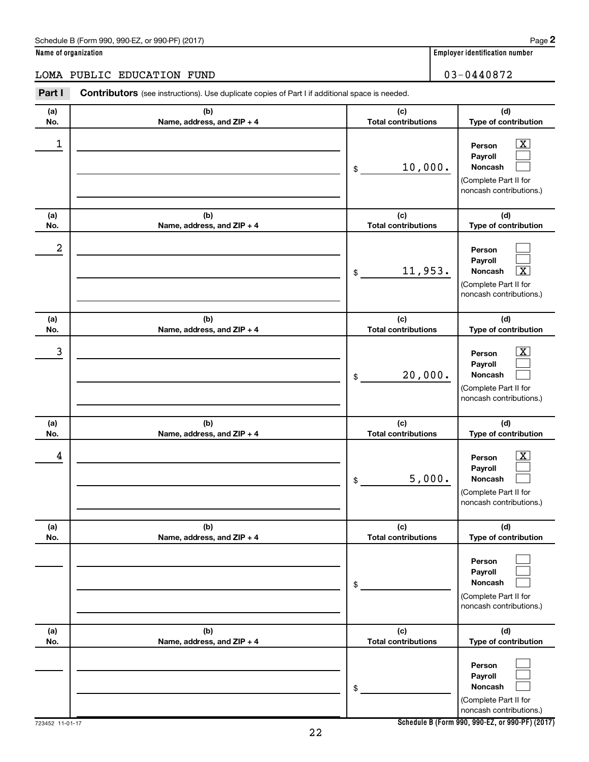Schedule B (Form 990, 990-EZ, or 990-PF) (2017) Page **2**

**Name of organization**

LOMA PUBLIC EDUCATION FUND

**Employer identification number**

03-0440872

**Part I** **Contributors** (see instructions). Use duplicate copies of Part I if additional space is needed.

| (a) No. | (b) Name, address, and ZIP + 4 | (c) Total contributions | (d) Type of contribution |
|---|---|---|---|
| 1 | | $ 10,000. | Person [X] Payroll [ ] Noncash [ ] (Complete Part II for noncash contributions.) |
| 2 | | $ 11,953. | Person [ ] Payroll [ ] Noncash [X] (Complete Part II for noncash contributions.) |
| 3 | | $ 20,000. | Person [X] Payroll [ ] Noncash [ ] (Complete Part II for noncash contributions.) |
| 4 | | $ 5,000. | Person [X] Payroll [ ] Noncash [ ] (Complete Part II for noncash contributions.) |
| | | $ | Person [ ] Payroll [ ] Noncash [ ] (Complete Part II for noncash contributions.) |
| | | $ | Person [ ] Payroll [ ] Noncash [ ] (Complete Part II for noncash contributions.) |

723452 11-01-17 **Schedule B (Form 990, 990-EZ, or 990-PF) (2017)**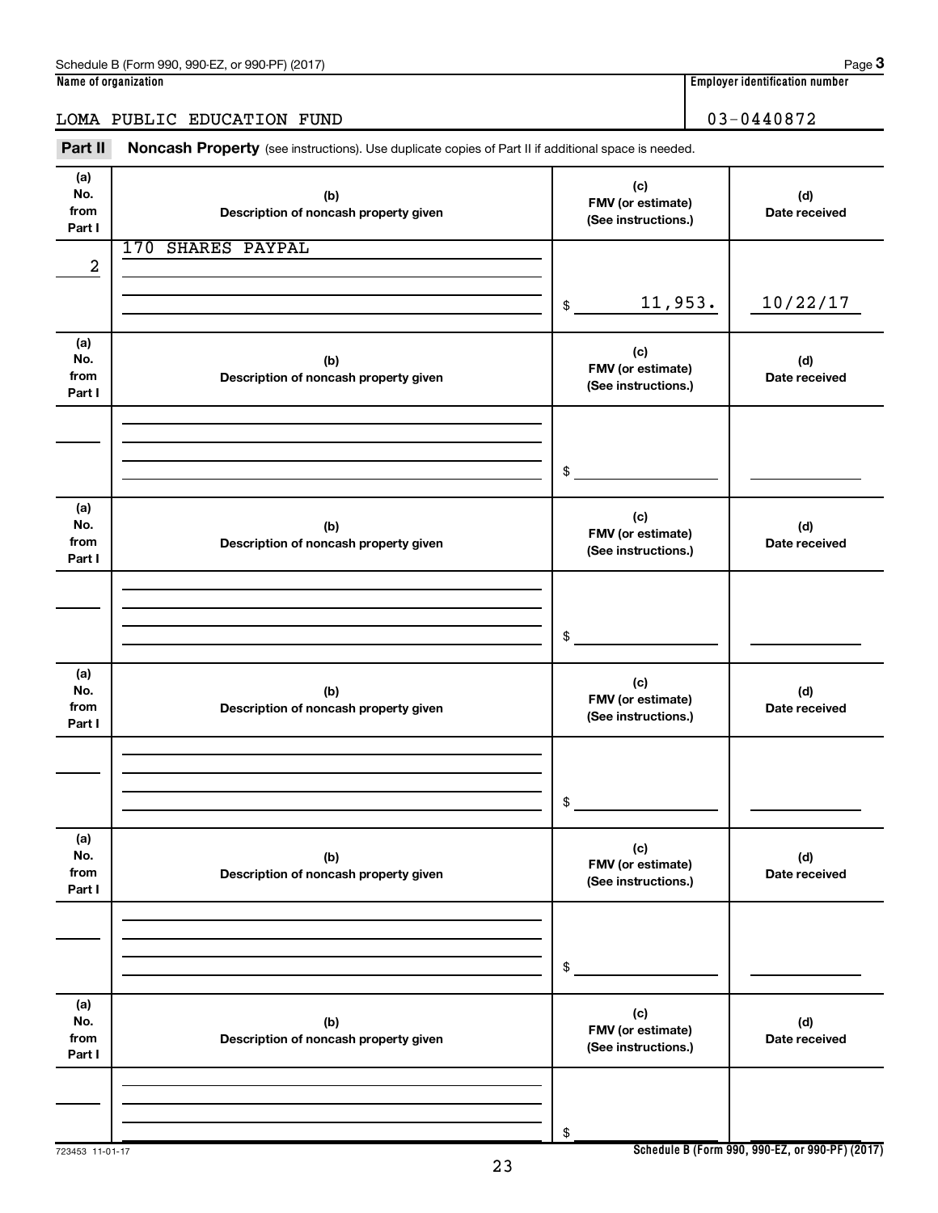Schedule B (Form 990, 990-EZ, or 990-PF) (2017) Page **3**

**Name of organization** | **Employer identification number**

LOMA PUBLIC EDUCATION FUND | 03-0440872

**Part II** **Noncash Property** (see instructions). Use duplicate copies of Part II if additional space is needed.

| (a) No. from Part I | (b) Description of noncash property given | (c) FMV (or estimate) (See instructions.) | (d) Date received |
|---|---|---|---|
| 2 | 170 SHARES PAYPAL | $ 11,953. | 10/22/17 |
| | | $ | |
| | | $ | |
| | | $ | |
| | | $ | |
| | | $ | |

723453 11-01-17

**Schedule B (Form 990, 990-EZ, or 990-PF) (2017)**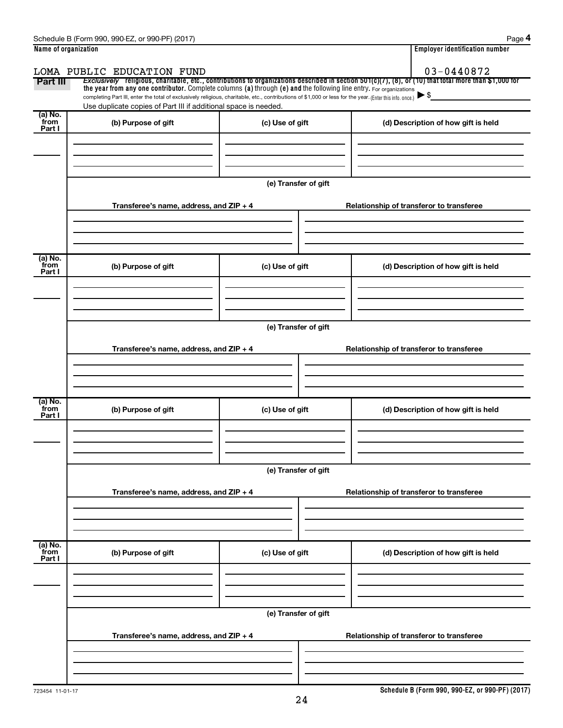Schedule B (Form 990, 990-EZ, or 990-PF) (2017)

| Name of organization | Employer identification number |
|---|---|
| LOMA PUBLIC EDUCATION FUND | 03-0440872 |

**Part III** *Exclusively* religious, charitable, etc., contributions to organizations described in section 501(c)(7), (8), or (10) that total more than $1,000 for the year from any one contributor. Complete columns (a) through (e) and the following line entry. For organizations completing Part III, enter the total of exclusively religious, charitable, etc., contributions of $1,000 or less for the year. (Enter this info. once.) ▶ $

Use duplicate copies of Part III if additional space is needed.

| (a) No. from Part I | (b) Purpose of gift | (c) Use of gift | (d) Description of how gift is held |
|---|---|---|---|
| | | | |

(e) Transfer of gift

| Transferee's name, address, and ZIP + 4 | Relationship of transferor to transferee |
|---|---|
| | |

| (a) No. from Part I | (b) Purpose of gift | (c) Use of gift | (d) Description of how gift is held |
|---|---|---|---|
| | | | |

(e) Transfer of gift

| Transferee's name, address, and ZIP + 4 | Relationship of transferor to transferee |
|---|---|
| | |

| (a) No. from Part I | (b) Purpose of gift | (c) Use of gift | (d) Description of how gift is held |
|---|---|---|---|
| | | | |

(e) Transfer of gift

| Transferee's name, address, and ZIP + 4 | Relationship of transferor to transferee |
|---|---|
| | |

| (a) No. from Part I | (b) Purpose of gift | (c) Use of gift | (d) Description of how gift is held |
|---|---|---|---|
| | | | |

(e) Transfer of gift

| Transferee's name, address, and ZIP + 4 | Relationship of transferor to transferee |
|---|---|
| | |

723454 11-01-17

**Schedule B (Form 990, 990-EZ, or 990-PF) (2017)**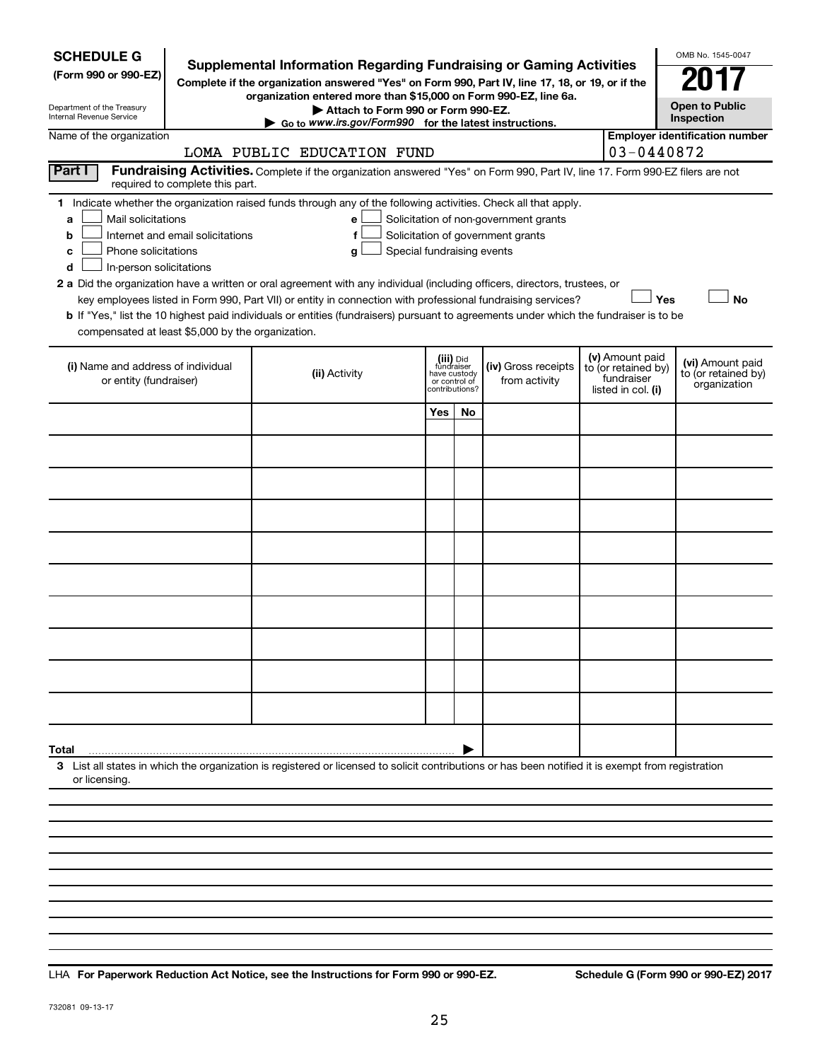**SCHEDULE G**
**(Form 990 or 990-EZ)**

Department of the Treasury
Internal Revenue Service

# Supplemental Information Regarding Fundraising or Gaming Activities

**Complete if the organization answered "Yes" on Form 990, Part IV, line 17, 18, or 19, or if the organization entered more than $15,000 on Form 990-EZ, line 6a.**

**▶ Attach to Form 990 or Form 990-EZ.**

**▶ Go to www.irs.gov/Form990 for the latest instructions.**

OMB No. 1545-0047

**2017**

**Open to Public Inspection**

Name of the organization: LOMA PUBLIC EDUCATION FUND

**Employer identification number:** 03-0440872

**Part I** **Fundraising Activities.** Complete if the organization answered "Yes" on Form 990, Part IV, line 17. Form 990-EZ filers are not required to complete this part.

**1** Indicate whether the organization raised funds through any of the following activities. Check all that apply.

- **a** ☐ Mail solicitations
- **b** ☐ Internet and email solicitations
- **c** ☐ Phone solicitations
- **d** ☐ In-person solicitations
- **e** ☐ Solicitation of non-government grants
- **f** ☐ Solicitation of government grants
- **g** ☐ Special fundraising events

**2 a** Did the organization have a written or oral agreement with any individual (including officers, directors, trustees, or key employees listed in Form 990, Part VII) or entity in connection with professional fundraising services? ☐ **Yes** ☐ **No**

**b** If "Yes," list the 10 highest paid individuals or entities (fundraisers) pursuant to agreements under which the fundraiser is to be compensated at least $5,000 by the organization.

| (i) Name and address of individual or entity (fundraiser) | (ii) Activity | (iii) Did fundraiser have custody or control of contributions? | | (iv) Gross receipts from activity | (v) Amount paid to (or retained by) fundraiser listed in col. (i) | (vi) Amount paid to (or retained by) organization |
|---|---|---|---|---|---|---|
| | | Yes | No | | | |
| | | | | | | |
| | | | | | | |
| | | | | | | |
| | | | | | | |
| | | | | | | |
| | | | | | | |
| | | | | | | |
| | | | | | | |
| | | | | | | |
| | | | | | | |
| **Total** ▶ | | | | | | |

**3** List all states in which the organization is registered or licensed to solicit contributions or has been notified it is exempt from registration or licensing.

LHA **For Paperwork Reduction Act Notice, see the Instructions for Form 990 or 990-EZ.** **Schedule G (Form 990 or 990-EZ) 2017**

732081 09-13-17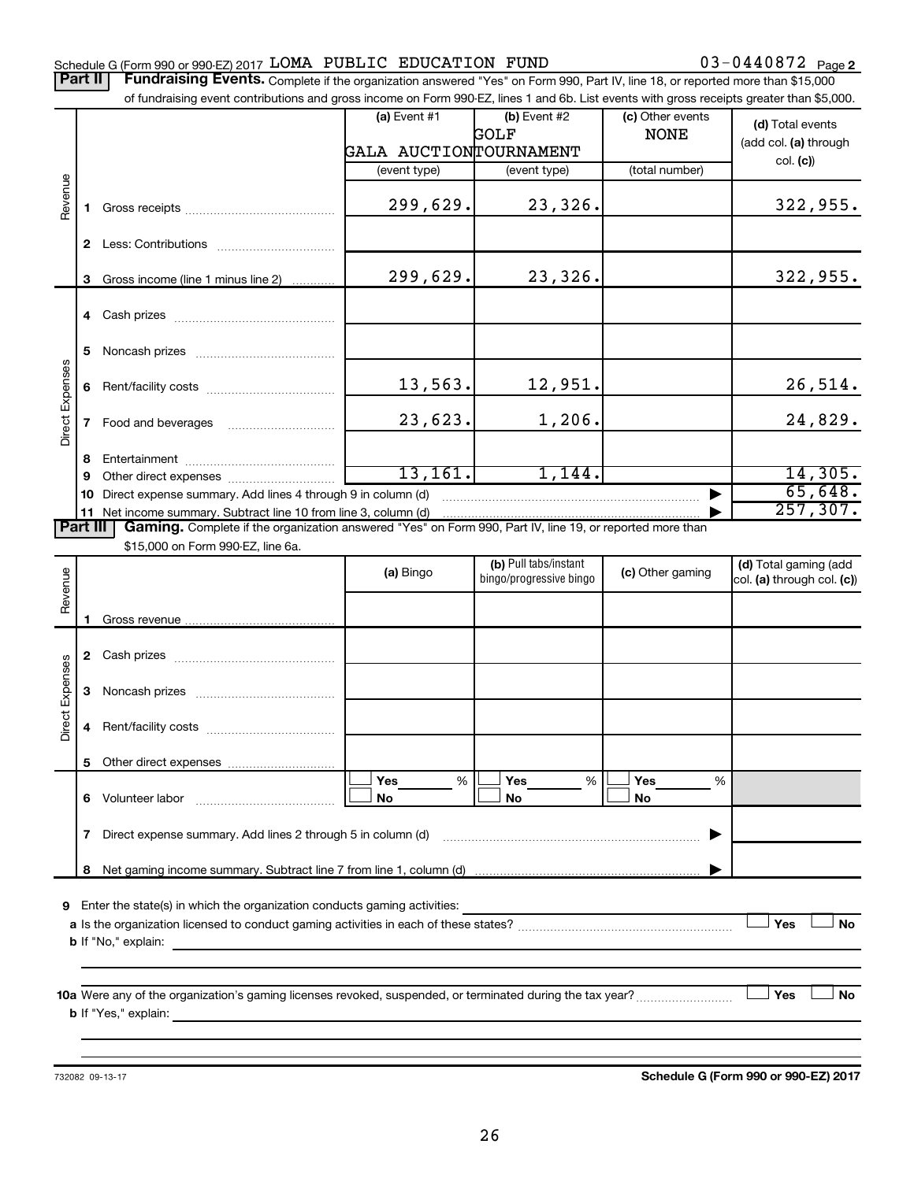Schedule G (Form 990 or 990-EZ) 2017 LOMA PUBLIC EDUCATION FUND 03-0440872 Page 2

**Part II** **Fundraising Events.** Complete if the organization answered "Yes" on Form 990, Part IV, line 18, or reported more than $15,000 of fundraising event contributions and gross income on Form 990-EZ, lines 1 and 6b. List events with gross receipts greater than $5,000.

| | | | (a) Event #1 GALA AUCTION (event type) | (b) Event #2 GOLF TOURNAMENT (event type) | (c) Other events NONE (total number) | (d) Total events (add col. (a) through col. (c)) |
|---|---|---|---|---|---|---|
| Revenue | 1 | Gross receipts | 299,629. | 23,326. | | 322,955. |
| | 2 | Less: Contributions | | | | |
| | 3 | Gross income (line 1 minus line 2) | 299,629. | 23,326. | | 322,955. |
| Direct Expenses | 4 | Cash prizes | | | | |
| | 5 | Noncash prizes | | | | |
| | 6 | Rent/facility costs | 13,563. | 12,951. | | 26,514. |
| | 7 | Food and beverages | 23,623. | 1,206. | | 24,829. |
| | 8 | Entertainment | | | | |
| | 9 | Other direct expenses | 13,161. | 1,144. | | 14,305. |
| | 10 | Direct expense summary. Add lines 4 through 9 in column (d) | | | ▶ | 65,648. |
| | 11 | Net income summary. Subtract line 10 from line 3, column (d) | | | ▶ | 257,307. |

**Part III** **Gaming.** Complete if the organization answered "Yes" on Form 990, Part IV, line 19, or reported more than $15,000 on Form 990-EZ, line 6a.

| | | | (a) Bingo | (b) Pull tabs/instant bingo/progressive bingo | (c) Other gaming | (d) Total gaming (add col. (a) through col. (c)) |
|---|---|---|---|---|---|---|
| Revenue | 1 | Gross revenue | | | | |
| Direct Expenses | 2 | Cash prizes | | | | |
| | 3 | Noncash prizes | | | | |
| | 4 | Rent/facility costs | | | | |
| | 5 | Other direct expenses | | | | |
| | 6 | Volunteer labor | ☐ Yes ___ % ☐ No | ☐ Yes ___ % ☐ No | ☐ Yes ___ % ☐ No | |
| | 7 | Direct expense summary. Add lines 2 through 5 in column (d) | | | ▶ | |
| | 8 | Net gaming income summary. Subtract line 7 from line 1, column (d) | | | ▶ | |

**9** Enter the state(s) in which the organization conducts gaming activities:

**a** Is the organization licensed to conduct gaming activities in each of these states? ☐ Yes ☐ No

**b** If "No," explain:

**10a** Were any of the organization's gaming licenses revoked, suspended, or terminated during the tax year? ☐ Yes ☐ No

**b** If "Yes," explain:

732082 09-13-17 **Schedule G (Form 990 or 990-EZ) 2017**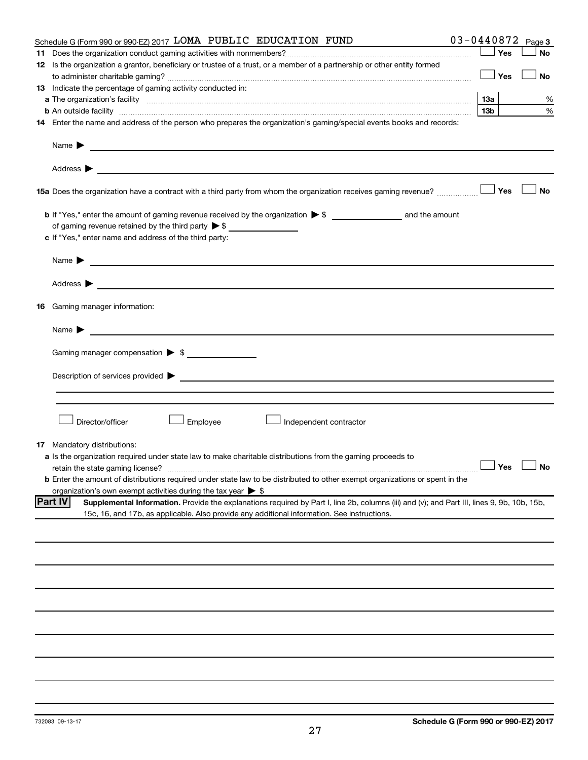Schedule G (Form 990 or 990-EZ) 2017 LOMA PUBLIC EDUCATION FUND 03-0440872 Page 3

**11** Does the organization conduct gaming activities with nonmembers? ☐ Yes ☐ No

**12** Is the organization a grantor, beneficiary or trustee of a trust, or a member of a partnership or other entity formed to administer charitable gaming? ☐ Yes ☐ No

**13** Indicate the percentage of gaming activity conducted in:

**a** The organization's facility **13a** %

**b** An outside facility **13b** %

**14** Enter the name and address of the person who prepares the organization's gaming/special events books and records:

Name ▶

Address ▶

**15a** Does the organization have a contract with a third party from whom the organization receives gaming revenue? ☐ Yes ☐ No

**b** If "Yes," enter the amount of gaming revenue received by the organization ▶ $ ______ and the amount of gaming revenue retained by the third party ▶ $ ______

**c** If "Yes," enter name and address of the third party:

Name ▶

Address ▶

**16** Gaming manager information:

Name ▶

Gaming manager compensation ▶ $

Description of services provided ▶

☐ Director/officer ☐ Employee ☐ Independent contractor

**17** Mandatory distributions:

**a** Is the organization required under state law to make charitable distributions from the gaming proceeds to retain the state gaming license? ☐ Yes ☐ No

**b** Enter the amount of distributions required under state law to be distributed to other exempt organizations or spent in the organization's own exempt activities during the tax year ▶ $

**Part IV** **Supplemental Information.** Provide the explanations required by Part I, line 2b, columns (iii) and (v); and Part III, lines 9, 9b, 10b, 15b, 15c, 16, and 17b, as applicable. Also provide any additional information. See instructions.

732083 09-13-17 **Schedule G (Form 990 or 990-EZ) 2017**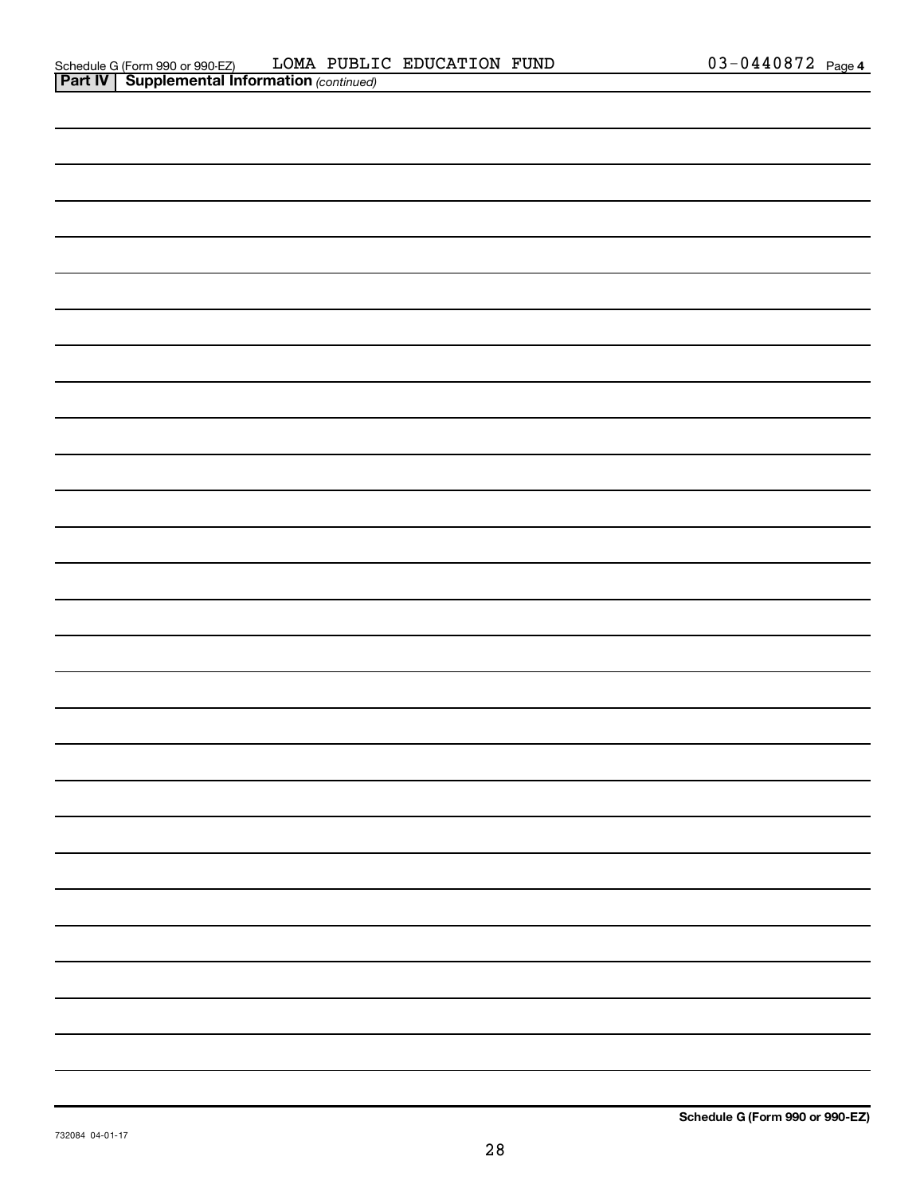Schedule G (Form 990 or 990-EZ) LOMA PUBLIC EDUCATION FUND 03-0440872 Page **4**

**Part IV** **Supplemental Information** *(continued)*

**Schedule G (Form 990 or 990-EZ)**

732084 04-01-17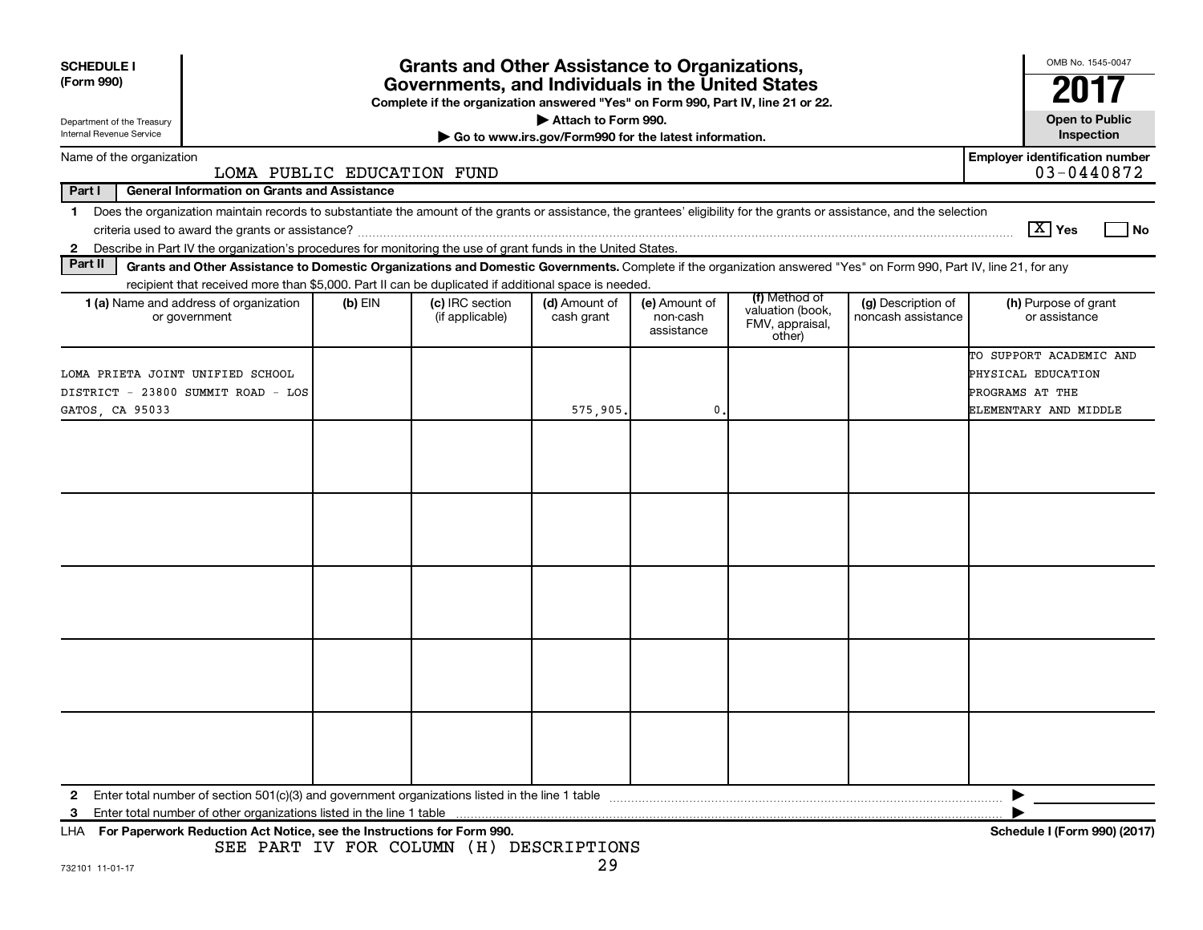**SCHEDULE I (Form 990)**

Department of the Treasury
Internal Revenue Service

# Grants and Other Assistance to Organizations, Governments, and Individuals in the United States

**Complete if the organization answered "Yes" on Form 990, Part IV, line 21 or 22.**
**▶ Attach to Form 990.**
**▶ Go to www.irs.gov/Form990 for the latest information.**

OMB No. 1545-0047
**2017**
**Open to Public Inspection**

Name of the organization: LOMA PUBLIC EDUCATION FUND

Employer identification number: 03-0440872

**Part I General Information on Grants and Assistance**

1 Does the organization maintain records to substantiate the amount of the grants or assistance, the grantees' eligibility for the grants or assistance, and the selection criteria used to award the grants or assistance? [X] Yes [ ] No

2 Describe in Part IV the organization's procedures for monitoring the use of grant funds in the United States.

**Part II Grants and Other Assistance to Domestic Organizations and Domestic Governments.** Complete if the organization answered "Yes" on Form 990, Part IV, line 21, for any recipient that received more than $5,000. Part II can be duplicated if additional space is needed.

| 1 (a) Name and address of organization or government | (b) EIN | (c) IRC section (if applicable) | (d) Amount of cash grant | (e) Amount of non-cash assistance | (f) Method of valuation (book, FMV, appraisal, other) | (g) Description of noncash assistance | (h) Purpose of grant or assistance |
|---|---|---|---|---|---|---|---|
| LOMA PRIETA JOINT UNIFIED SCHOOL DISTRICT - 23800 SUMMIT ROAD - LOS GATOS, CA 95033 | | | 575,905. | 0. | | | TO SUPPORT ACADEMIC AND PHYSICAL EDUCATION PROGRAMS AT THE ELEMENTARY AND MIDDLE |
| | | | | | | | |
| | | | | | | | |
| | | | | | | | |
| | | | | | | | |
| | | | | | | | |

2 Enter total number of section 501(c)(3) and government organizations listed in the line 1 table ▶

3 Enter total number of other organizations listed in the line 1 table ▶

LHA **For Paperwork Reduction Act Notice, see the Instructions for Form 990.** **Schedule I (Form 990) (2017)**

SEE PART IV FOR COLUMN (H) DESCRIPTIONS

732101 11-01-17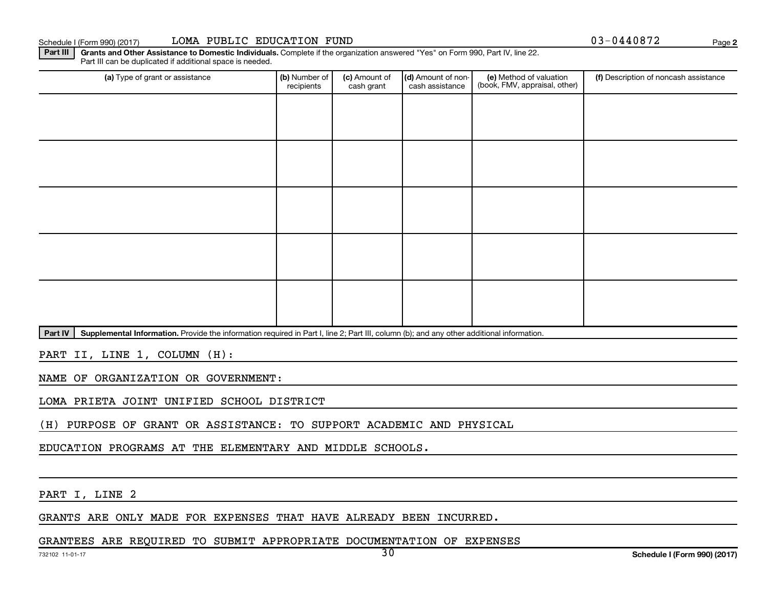Schedule I (Form 990) (2017) LOMA PUBLIC EDUCATION FUND 03-0440872 Page 2

**Part III** **Grants and Other Assistance to Domestic Individuals.** Complete if the organization answered "Yes" on Form 990, Part IV, line 22. Part III can be duplicated if additional space is needed.

| (a) Type of grant or assistance | (b) Number of recipients | (c) Amount of cash grant | (d) Amount of non-cash assistance | (e) Method of valuation (book, FMV, appraisal, other) | (f) Description of noncash assistance |
|---|---|---|---|---|---|
| | | | | | |
| | | | | | |
| | | | | | |
| | | | | | |
| | | | | | |

**Part IV** **Supplemental Information.** Provide the information required in Part I, line 2; Part III, column (b); and any other additional information.

PART II, LINE 1, COLUMN (H):

NAME OF ORGANIZATION OR GOVERNMENT:

LOMA PRIETA JOINT UNIFIED SCHOOL DISTRICT

(H) PURPOSE OF GRANT OR ASSISTANCE: TO SUPPORT ACADEMIC AND PHYSICAL EDUCATION PROGRAMS AT THE ELEMENTARY AND MIDDLE SCHOOLS.

PART I, LINE 2

GRANTS ARE ONLY MADE FOR EXPENSES THAT HAVE ALREADY BEEN INCURRED.

GRANTEES ARE REQUIRED TO SUBMIT APPROPRIATE DOCUMENTATION OF EXPENSES

732102 11-01-17 **Schedule I (Form 990) (2017)**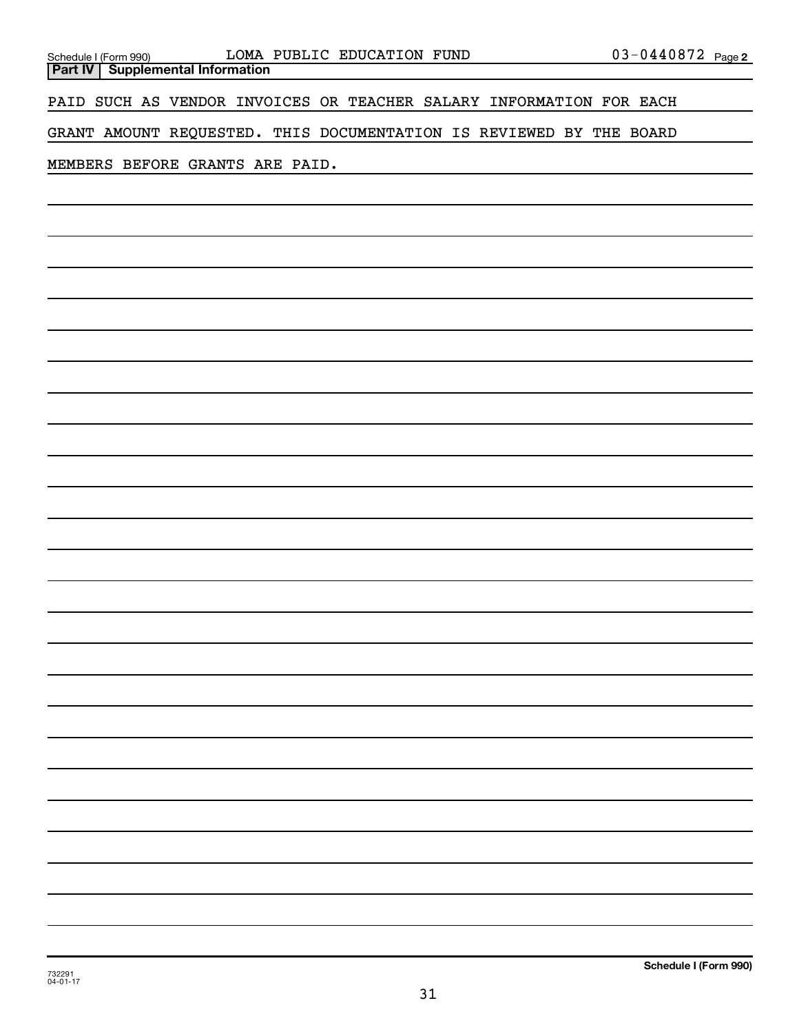Schedule I (Form 990) LOMA PUBLIC EDUCATION FUND 03-0440872 Page 2

**Part IV | Supplemental Information**

PAID SUCH AS VENDOR INVOICES OR TEACHER SALARY INFORMATION FOR EACH GRANT AMOUNT REQUESTED. THIS DOCUMENTATION IS REVIEWED BY THE BOARD MEMBERS BEFORE GRANTS ARE PAID.

732291
04-01-17

**Schedule I (Form 990)**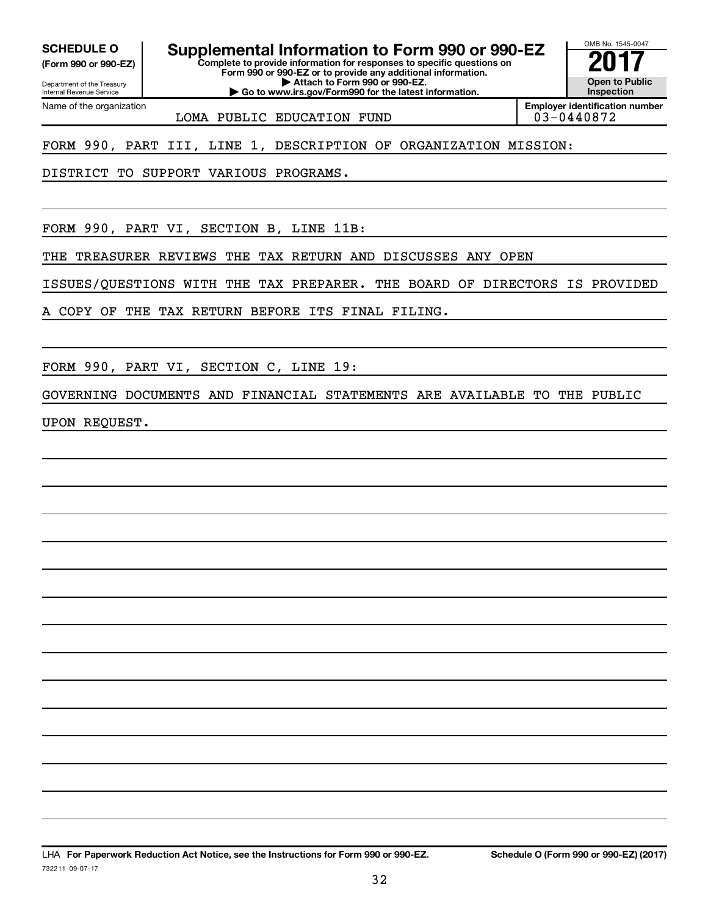**SCHEDULE O** (Form 990 or 990-EZ)

Department of the Treasury
Internal Revenue Service

# Supplemental Information to Form 990 or 990-EZ

**Complete to provide information for responses to specific questions on Form 990 or 990-EZ or to provide any additional information.**
**▶ Attach to Form 990 or 990-EZ.**
**▶ Go to www.irs.gov/Form990 for the latest information.**

OMB No. 1545-0047

**2017**

**Open to Public Inspection**

Name of the organization: LOMA PUBLIC EDUCATION FUND

**Employer identification number** 03-0440872

FORM 990, PART III, LINE 1, DESCRIPTION OF ORGANIZATION MISSION:

DISTRICT TO SUPPORT VARIOUS PROGRAMS.

FORM 990, PART VI, SECTION B, LINE 11B:

THE TREASURER REVIEWS THE TAX RETURN AND DISCUSSES ANY OPEN ISSUES/QUESTIONS WITH THE TAX PREPARER. THE BOARD OF DIRECTORS IS PROVIDED A COPY OF THE TAX RETURN BEFORE ITS FINAL FILING.

FORM 990, PART VI, SECTION C, LINE 19:

GOVERNING DOCUMENTS AND FINANCIAL STATEMENTS ARE AVAILABLE TO THE PUBLIC UPON REQUEST.

LHA **For Paperwork Reduction Act Notice, see the Instructions for Form 990 or 990-EZ.** **Schedule O (Form 990 or 990-EZ) (2017)**

732211 09-07-17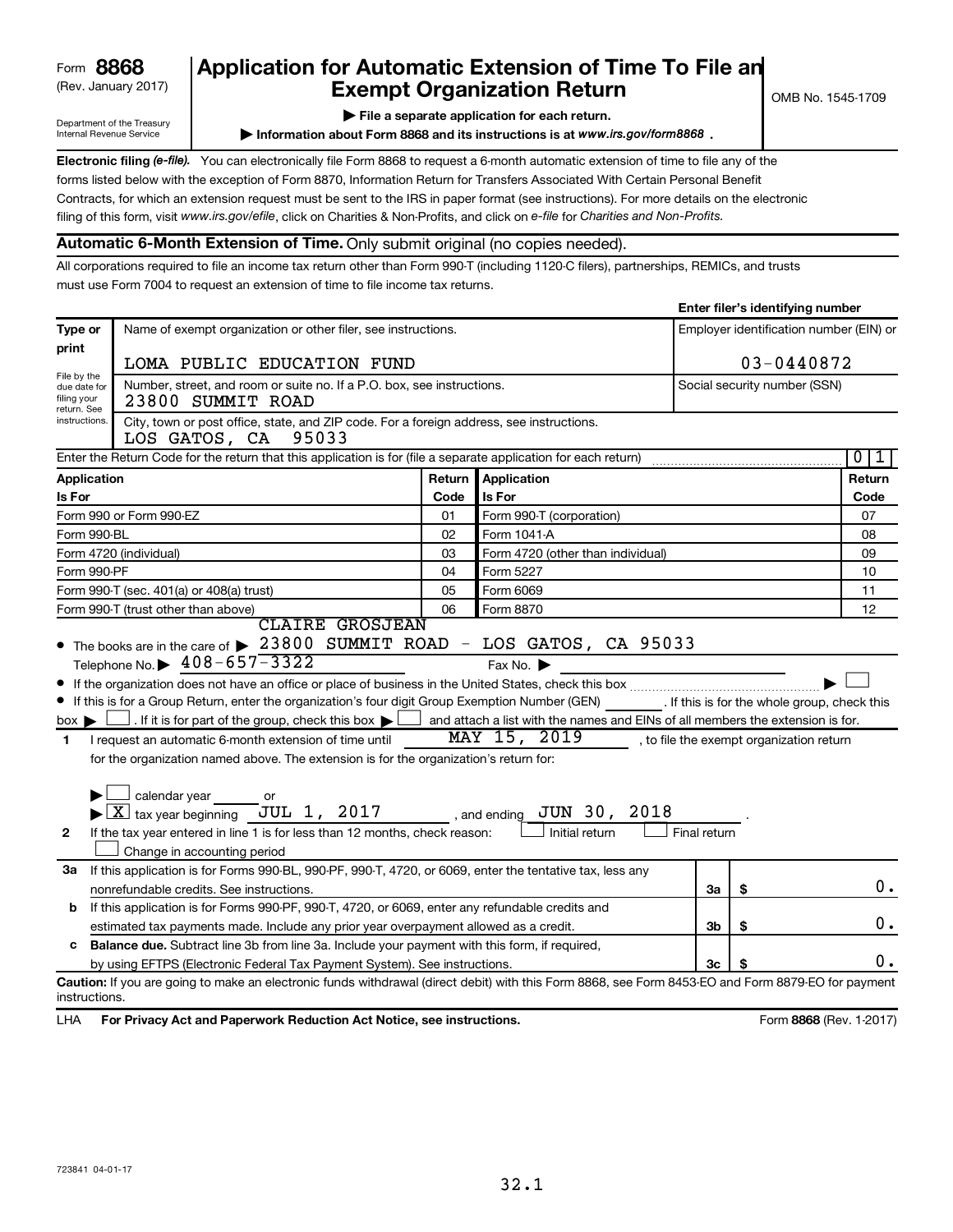Form **8868**
(Rev. January 2017)

Department of the Treasury
Internal Revenue Service

# Application for Automatic Extension of Time To File an Exempt Organization Return

OMB No. 1545-1709

▶ **File a separate application for each return.**

▶ **Information about Form 8868 and its instructions is at *www.irs.gov/form8868*.**

**Electronic filing *(e-file).*** You can electronically file Form 8868 to request a 6-month automatic extension of time to file any of the forms listed below with the exception of Form 8870, Information Return for Transfers Associated With Certain Personal Benefit Contracts, for which an extension request must be sent to the IRS in paper format (see instructions). For more details on the electronic filing of this form, visit *www.irs.gov/efile*, click on Charities & Non-Profits, and click on *e-file* for *Charities and Non-Profits.*

**Automatic 6-Month Extension of Time.** Only submit original (no copies needed).

All corporations required to file an income tax return other than Form 990-T (including 1120-C filers), partnerships, REMICs, and trusts must use Form 7004 to request an extension of time to file income tax returns.

**Enter filer's identifying number**

| Type or print | Name of exempt organization or other filer, see instructions. | Employer identification number (EIN) or |
|---|---|---|
| | LOMA PUBLIC EDUCATION FUND | 03-0440872 |
| File by the due date for filing your return. See instructions. | Number, street, and room or suite no. If a P.O. box, see instructions.<br>23800 SUMMIT ROAD | Social security number (SSN) |
| | City, town or post office, state, and ZIP code. For a foreign address, see instructions.<br>LOS GATOS, CA 95033 | |

Enter the Return Code for the return that this application is for (file a separate application for each return) ........ 0 1

| Application Is For | Return Code | Application Is For | Return Code |
|---|---|---|---|
| Form 990 or Form 990-EZ | 01 | Form 990-T (corporation) | 07 |
| Form 990-BL | 02 | Form 1041-A | 08 |
| Form 4720 (individual) | 03 | Form 4720 (other than individual) | 09 |
| Form 990-PF | 04 | Form 5227 | 10 |
| Form 990-T (sec. 401(a) or 408(a) trust) | 05 | Form 6069 | 11 |
| Form 990-T (trust other than above) | 06 | Form 8870 | 12 |

- The books are in the care of ▶ CLAIRE GROSJEAN 23800 SUMMIT ROAD - LOS GATOS, CA 95033

  Telephone No. ▶ 408-657-3322 Fax No. ▶

- If the organization does not have an office or place of business in the United States, check this box ........ ▶ ☐
- If this is for a Group Return, enter the organization's four digit Group Exemption Number (GEN) ______ . If this is for the whole group, check this box ▶ ☐ . If it is for part of the group, check this box ▶ ☐ and attach a list with the names and EINs of all members the extension is for.

**1** I request an automatic 6-month extension of time until MAY 15, 2019 , to file the exempt organization return for the organization named above. The extension is for the organization's return for:

▶ ☐ calendar year ______ or

▶ ☒ tax year beginning JUL 1, 2017 , and ending JUN 30, 2018 .

**2** If the tax year entered in line 1 is for less than 12 months, check reason: ☐ Initial return ☐ Final return

☐ Change in accounting period

| | | | | |
|---|---|---|---|---|
| **3a** | If this application is for Forms 990-BL, 990-PF, 990-T, 4720, or 6069, enter the tentative tax, less any nonrefundable credits. See instructions. | 3a | $ | 0. |
| **b** | If this application is for Forms 990-PF, 990-T, 4720, or 6069, enter any refundable credits and estimated tax payments made. Include any prior year overpayment allowed as a credit. | 3b | $ | 0. |
| **c** | **Balance due.** Subtract line 3b from line 3a. Include your payment with this form, if required, by using EFTPS (Electronic Federal Tax Payment System). See instructions. | 3c | $ | 0. |

**Caution:** If you are going to make an electronic funds withdrawal (direct debit) with this Form 8868, see Form 8453-EO and Form 8879-EO for payment instructions.

LHA **For Privacy Act and Paperwork Reduction Act Notice, see instructions.** Form **8868** (Rev. 1-2017)

723841 04-01-17

32.1